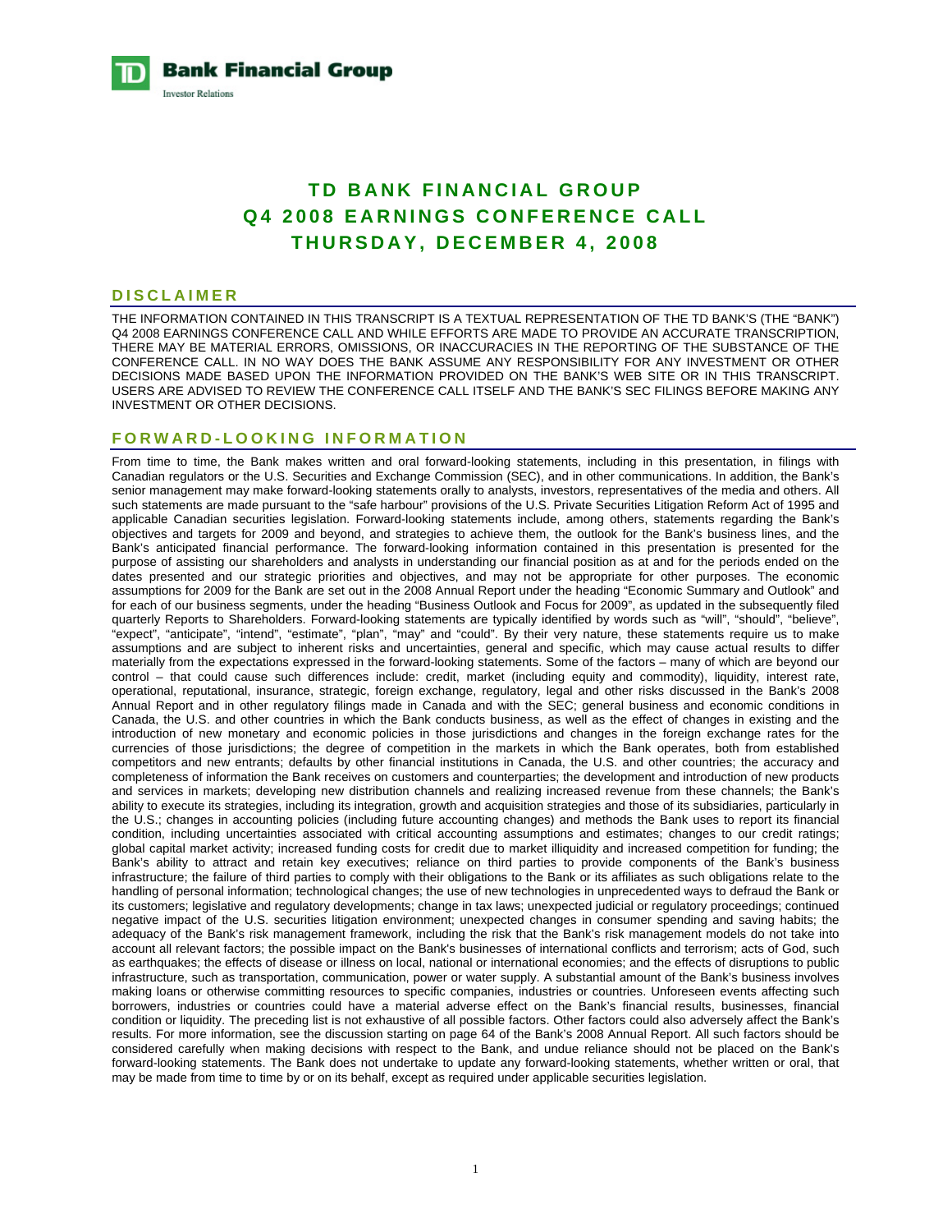**TD Bank Financial Group**
Investor Relations

# TD BANK FINANCIAL GROUP
# Q4 2008 EARNINGS CONFERENCE CALL
# THURSDAY, DECEMBER 4, 2008

## DISCLAIMER

THE INFORMATION CONTAINED IN THIS TRANSCRIPT IS A TEXTUAL REPRESENTATION OF THE TD BANK'S (THE "BANK") Q4 2008 EARNINGS CONFERENCE CALL AND WHILE EFFORTS ARE MADE TO PROVIDE AN ACCURATE TRANSCRIPTION, THERE MAY BE MATERIAL ERRORS, OMISSIONS, OR INACCURACIES IN THE REPORTING OF THE SUBSTANCE OF THE CONFERENCE CALL. IN NO WAY DOES THE BANK ASSUME ANY RESPONSIBILITY FOR ANY INVESTMENT OR OTHER DECISIONS MADE BASED UPON THE INFORMATION PROVIDED ON THE BANK'S WEB SITE OR IN THIS TRANSCRIPT. USERS ARE ADVISED TO REVIEW THE CONFERENCE CALL ITSELF AND THE BANK'S SEC FILINGS BEFORE MAKING ANY INVESTMENT OR OTHER DECISIONS.

## FORWARD-LOOKING INFORMATION

From time to time, the Bank makes written and oral forward-looking statements, including in this presentation, in filings with Canadian regulators or the U.S. Securities and Exchange Commission (SEC), and in other communications. In addition, the Bank's senior management may make forward-looking statements orally to analysts, investors, representatives of the media and others. All such statements are made pursuant to the "safe harbour" provisions of the U.S. Private Securities Litigation Reform Act of 1995 and applicable Canadian securities legislation. Forward-looking statements include, among others, statements regarding the Bank's objectives and targets for 2009 and beyond, and strategies to achieve them, the outlook for the Bank's business lines, and the Bank's anticipated financial performance. The forward-looking information contained in this presentation is presented for the purpose of assisting our shareholders and analysts in understanding our financial position as at and for the periods ended on the dates presented and our strategic priorities and objectives, and may not be appropriate for other purposes. The economic assumptions for 2009 for the Bank are set out in the 2008 Annual Report under the heading "Economic Summary and Outlook" and for each of our business segments, under the heading "Business Outlook and Focus for 2009", as updated in the subsequently filed quarterly Reports to Shareholders. Forward-looking statements are typically identified by words such as "will", "should", "believe", "expect", "anticipate", "intend", "estimate", "plan", "may" and "could". By their very nature, these statements require us to make assumptions and are subject to inherent risks and uncertainties, general and specific, which may cause actual results to differ materially from the expectations expressed in the forward-looking statements. Some of the factors – many of which are beyond our control – that could cause such differences include: credit, market (including equity and commodity), liquidity, interest rate, operational, reputational, insurance, strategic, foreign exchange, regulatory, legal and other risks discussed in the Bank's 2008 Annual Report and in other regulatory filings made in Canada and with the SEC; general business and economic conditions in Canada, the U.S. and other countries in which the Bank conducts business, as well as the effect of changes in existing and the introduction of new monetary and economic policies in those jurisdictions and changes in the foreign exchange rates for the currencies of those jurisdictions; the degree of competition in the markets in which the Bank operates, both from established competitors and new entrants; defaults by other financial institutions in Canada, the U.S. and other countries; the accuracy and completeness of information the Bank receives on customers and counterparties; the development and introduction of new products and services in markets; developing new distribution channels and realizing increased revenue from these channels; the Bank's ability to execute its strategies, including its integration, growth and acquisition strategies and those of its subsidiaries, particularly in the U.S.; changes in accounting policies (including future accounting changes) and methods the Bank uses to report its financial condition, including uncertainties associated with critical accounting assumptions and estimates; changes to our credit ratings; global capital market activity; increased funding costs for credit due to market illiquidity and increased competition for funding; the Bank's ability to attract and retain key executives; reliance on third parties to provide components of the Bank's business infrastructure; the failure of third parties to comply with their obligations to the Bank or its affiliates as such obligations relate to the handling of personal information; technological changes; the use of new technologies in unprecedented ways to defraud the Bank or its customers; legislative and regulatory developments; change in tax laws; unexpected judicial or regulatory proceedings; continued negative impact of the U.S. securities litigation environment; unexpected changes in consumer spending and saving habits; the adequacy of the Bank's risk management framework, including the risk that the Bank's risk management models do not take into account all relevant factors; the possible impact on the Bank's businesses of international conflicts and terrorism; acts of God, such as earthquakes; the effects of disease or illness on local, national or international economies; and the effects of disruptions to public infrastructure, such as transportation, communication, power or water supply. A substantial amount of the Bank's business involves making loans or otherwise committing resources to specific companies, industries or countries. Unforeseen events affecting such borrowers, industries or countries could have a material adverse effect on the Bank's financial results, businesses, financial condition or liquidity. The preceding list is not exhaustive of all possible factors. Other factors could also adversely affect the Bank's results. For more information, see the discussion starting on page 64 of the Bank's 2008 Annual Report. All such factors should be considered carefully when making decisions with respect to the Bank, and undue reliance should not be placed on the Bank's forward-looking statements. The Bank does not undertake to update any forward-looking statements, whether written or oral, that may be made from time to time by or on its behalf, except as required under applicable securities legislation.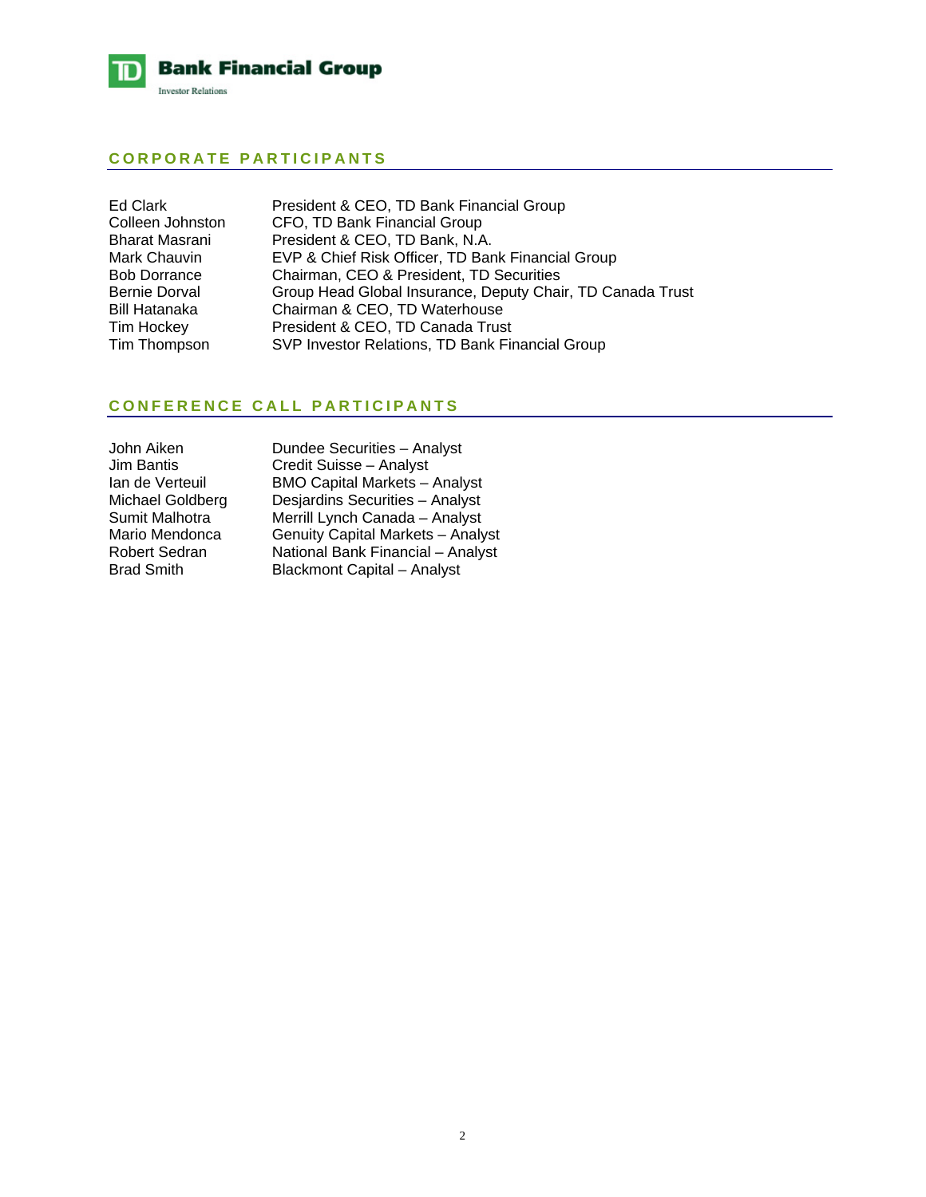## CORPORATE PARTICIPANTS

| | |
|---|---|
| Ed Clark | President & CEO, TD Bank Financial Group |
| Colleen Johnston | CFO, TD Bank Financial Group |
| Bharat Masrani | President & CEO, TD Bank, N.A. |
| Mark Chauvin | EVP & Chief Risk Officer, TD Bank Financial Group |
| Bob Dorrance | Chairman, CEO & President, TD Securities |
| Bernie Dorval | Group Head Global Insurance, Deputy Chair, TD Canada Trust |
| Bill Hatanaka | Chairman & CEO, TD Waterhouse |
| Tim Hockey | President & CEO, TD Canada Trust |
| Tim Thompson | SVP Investor Relations, TD Bank Financial Group |

## CONFERENCE CALL PARTICIPANTS

| | |
|---|---|
| John Aiken | Dundee Securities – Analyst |
| Jim Bantis | Credit Suisse – Analyst |
| Ian de Verteuil | BMO Capital Markets – Analyst |
| Michael Goldberg | Desjardins Securities – Analyst |
| Sumit Malhotra | Merrill Lynch Canada – Analyst |
| Mario Mendonca | Genuity Capital Markets – Analyst |
| Robert Sedran | National Bank Financial – Analyst |
| Brad Smith | Blackmont Capital – Analyst |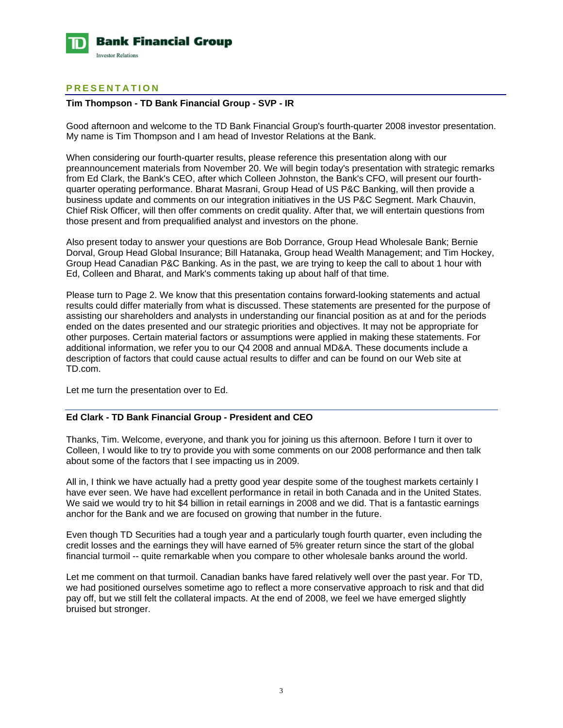## PRESENTATION

**Tim Thompson - TD Bank Financial Group - SVP - IR**

Good afternoon and welcome to the TD Bank Financial Group's fourth-quarter 2008 investor presentation. My name is Tim Thompson and I am head of Investor Relations at the Bank.

When considering our fourth-quarter results, please reference this presentation along with our preannouncement materials from November 20. We will begin today's presentation with strategic remarks from Ed Clark, the Bank's CEO, after which Colleen Johnston, the Bank's CFO, will present our fourth-quarter operating performance. Bharat Masrani, Group Head of US P&C Banking, will then provide a business update and comments on our integration initiatives in the US P&C Segment. Mark Chauvin, Chief Risk Officer, will then offer comments on credit quality. After that, we will entertain questions from those present and from prequalified analyst and investors on the phone.

Also present today to answer your questions are Bob Dorrance, Group Head Wholesale Bank; Bernie Dorval, Group Head Global Insurance; Bill Hatanaka, Group head Wealth Management; and Tim Hockey, Group Head Canadian P&C Banking. As in the past, we are trying to keep the call to about 1 hour with Ed, Colleen and Bharat, and Mark's comments taking up about half of that time.

Please turn to Page 2. We know that this presentation contains forward-looking statements and actual results could differ materially from what is discussed. These statements are presented for the purpose of assisting our shareholders and analysts in understanding our financial position as at and for the periods ended on the dates presented and our strategic priorities and objectives. It may not be appropriate for other purposes. Certain material factors or assumptions were applied in making these statements. For additional information, we refer you to our Q4 2008 and annual MD&A. These documents include a description of factors that could cause actual results to differ and can be found on our Web site at TD.com.

Let me turn the presentation over to Ed.

**Ed Clark - TD Bank Financial Group - President and CEO**

Thanks, Tim. Welcome, everyone, and thank you for joining us this afternoon. Before I turn it over to Colleen, I would like to try to provide you with some comments on our 2008 performance and then talk about some of the factors that I see impacting us in 2009.

All in, I think we have actually had a pretty good year despite some of the toughest markets certainly I have ever seen. We have had excellent performance in retail in both Canada and in the United States. We said we would try to hit $4 billion in retail earnings in 2008 and we did. That is a fantastic earnings anchor for the Bank and we are focused on growing that number in the future.

Even though TD Securities had a tough year and a particularly tough fourth quarter, even including the credit losses and the earnings they will have earned of 5% greater return since the start of the global financial turmoil -- quite remarkable when you compare to other wholesale banks around the world.

Let me comment on that turmoil. Canadian banks have fared relatively well over the past year. For TD, we had positioned ourselves sometime ago to reflect a more conservative approach to risk and that did pay off, but we still felt the collateral impacts. At the end of 2008, we feel we have emerged slightly bruised but stronger.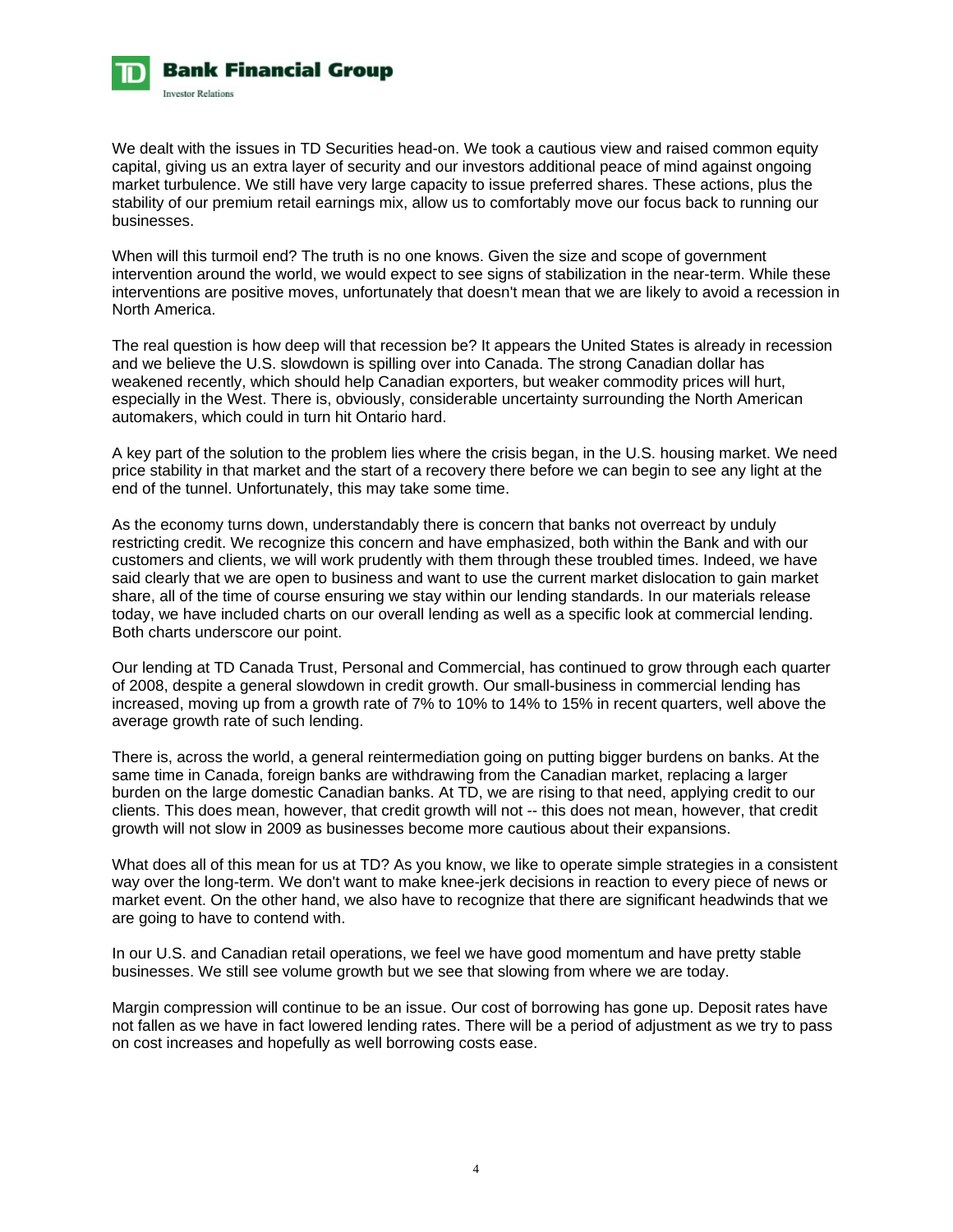We dealt with the issues in TD Securities head-on. We took a cautious view and raised common equity capital, giving us an extra layer of security and our investors additional peace of mind against ongoing market turbulence. We still have very large capacity to issue preferred shares. These actions, plus the stability of our premium retail earnings mix, allow us to comfortably move our focus back to running our businesses.

When will this turmoil end? The truth is no one knows. Given the size and scope of government intervention around the world, we would expect to see signs of stabilization in the near-term. While these interventions are positive moves, unfortunately that doesn't mean that we are likely to avoid a recession in North America.

The real question is how deep will that recession be? It appears the United States is already in recession and we believe the U.S. slowdown is spilling over into Canada. The strong Canadian dollar has weakened recently, which should help Canadian exporters, but weaker commodity prices will hurt, especially in the West. There is, obviously, considerable uncertainty surrounding the North American automakers, which could in turn hit Ontario hard.

A key part of the solution to the problem lies where the crisis began, in the U.S. housing market. We need price stability in that market and the start of a recovery there before we can begin to see any light at the end of the tunnel. Unfortunately, this may take some time.

As the economy turns down, understandably there is concern that banks not overreact by unduly restricting credit. We recognize this concern and have emphasized, both within the Bank and with our customers and clients, we will work prudently with them through these troubled times. Indeed, we have said clearly that we are open to business and want to use the current market dislocation to gain market share, all of the time of course ensuring we stay within our lending standards. In our materials release today, we have included charts on our overall lending as well as a specific look at commercial lending. Both charts underscore our point.

Our lending at TD Canada Trust, Personal and Commercial, has continued to grow through each quarter of 2008, despite a general slowdown in credit growth. Our small-business in commercial lending has increased, moving up from a growth rate of 7% to 10% to 14% to 15% in recent quarters, well above the average growth rate of such lending.

There is, across the world, a general reintermediation going on putting bigger burdens on banks. At the same time in Canada, foreign banks are withdrawing from the Canadian market, replacing a larger burden on the large domestic Canadian banks. At TD, we are rising to that need, applying credit to our clients. This does mean, however, that credit growth will not -- this does not mean, however, that credit growth will not slow in 2009 as businesses become more cautious about their expansions.

What does all of this mean for us at TD? As you know, we like to operate simple strategies in a consistent way over the long-term. We don't want to make knee-jerk decisions in reaction to every piece of news or market event. On the other hand, we also have to recognize that there are significant headwinds that we are going to have to contend with.

In our U.S. and Canadian retail operations, we feel we have good momentum and have pretty stable businesses. We still see volume growth but we see that slowing from where we are today.

Margin compression will continue to be an issue. Our cost of borrowing has gone up. Deposit rates have not fallen as we have in fact lowered lending rates. There will be a period of adjustment as we try to pass on cost increases and hopefully as well borrowing costs ease.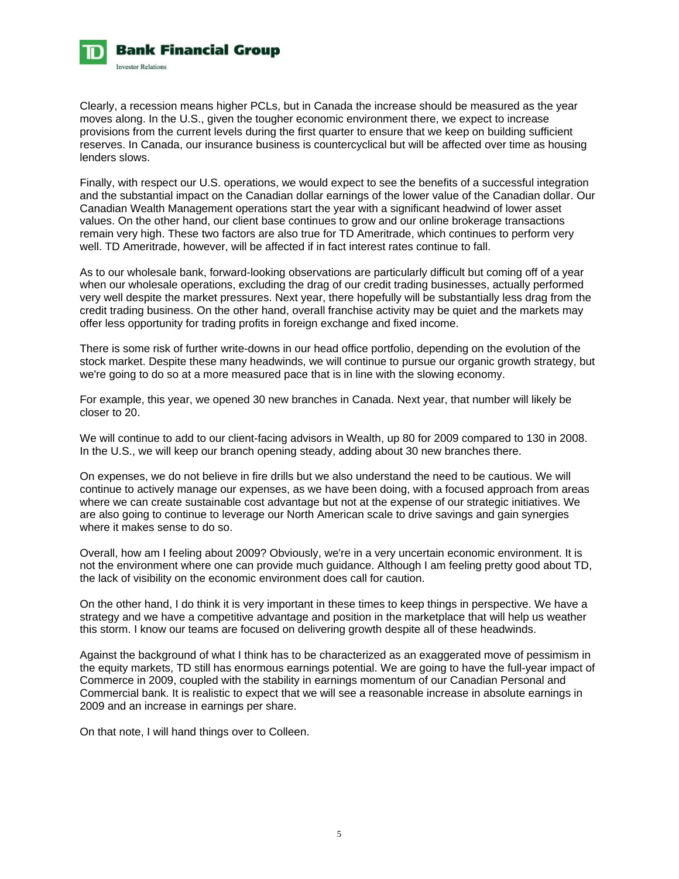Clearly, a recession means higher PCLs, but in Canada the increase should be measured as the year moves along. In the U.S., given the tougher economic environment there, we expect to increase provisions from the current levels during the first quarter to ensure that we keep on building sufficient reserves. In Canada, our insurance business is countercyclical but will be affected over time as housing lenders slows.

Finally, with respect our U.S. operations, we would expect to see the benefits of a successful integration and the substantial impact on the Canadian dollar earnings of the lower value of the Canadian dollar. Our Canadian Wealth Management operations start the year with a significant headwind of lower asset values. On the other hand, our client base continues to grow and our online brokerage transactions remain very high. These two factors are also true for TD Ameritrade, which continues to perform very well. TD Ameritrade, however, will be affected if in fact interest rates continue to fall.

As to our wholesale bank, forward-looking observations are particularly difficult but coming off of a year when our wholesale operations, excluding the drag of our credit trading businesses, actually performed very well despite the market pressures. Next year, there hopefully will be substantially less drag from the credit trading business. On the other hand, overall franchise activity may be quiet and the markets may offer less opportunity for trading profits in foreign exchange and fixed income.

There is some risk of further write-downs in our head office portfolio, depending on the evolution of the stock market. Despite these many headwinds, we will continue to pursue our organic growth strategy, but we're going to do so at a more measured pace that is in line with the slowing economy.

For example, this year, we opened 30 new branches in Canada. Next year, that number will likely be closer to 20.

We will continue to add to our client-facing advisors in Wealth, up 80 for 2009 compared to 130 in 2008. In the U.S., we will keep our branch opening steady, adding about 30 new branches there.

On expenses, we do not believe in fire drills but we also understand the need to be cautious. We will continue to actively manage our expenses, as we have been doing, with a focused approach from areas where we can create sustainable cost advantage but not at the expense of our strategic initiatives. We are also going to continue to leverage our North American scale to drive savings and gain synergies where it makes sense to do so.

Overall, how am I feeling about 2009? Obviously, we're in a very uncertain economic environment. It is not the environment where one can provide much guidance. Although I am feeling pretty good about TD, the lack of visibility on the economic environment does call for caution.

On the other hand, I do think it is very important in these times to keep things in perspective. We have a strategy and we have a competitive advantage and position in the marketplace that will help us weather this storm. I know our teams are focused on delivering growth despite all of these headwinds.

Against the background of what I think has to be characterized as an exaggerated move of pessimism in the equity markets, TD still has enormous earnings potential. We are going to have the full-year impact of Commerce in 2009, coupled with the stability in earnings momentum of our Canadian Personal and Commercial bank. It is realistic to expect that we will see a reasonable increase in absolute earnings in 2009 and an increase in earnings per share.

On that note, I will hand things over to Colleen.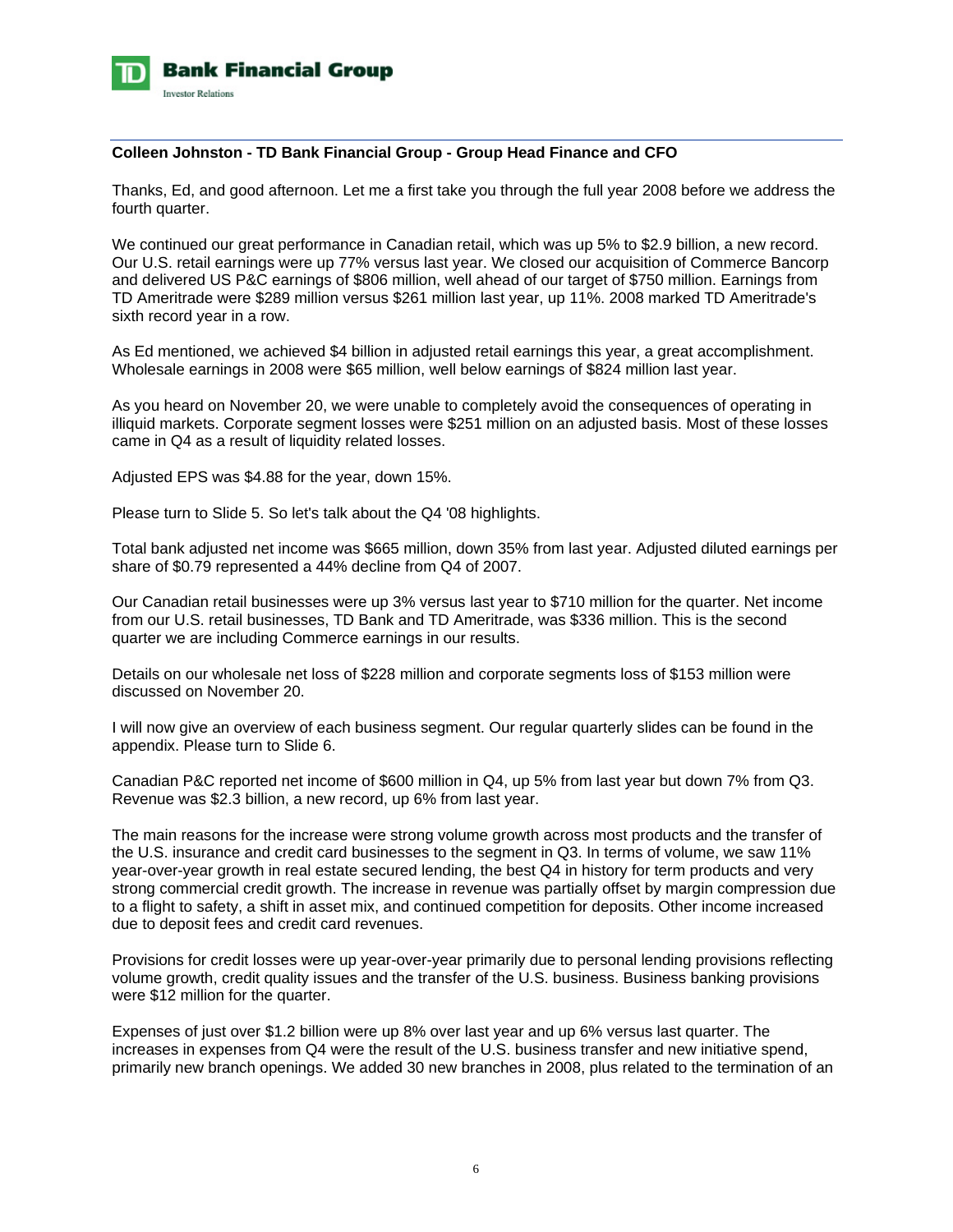**Colleen Johnston - TD Bank Financial Group - Group Head Finance and CFO**

Thanks, Ed, and good afternoon. Let me a first take you through the full year 2008 before we address the fourth quarter.

We continued our great performance in Canadian retail, which was up 5% to $2.9 billion, a new record. Our U.S. retail earnings were up 77% versus last year. We closed our acquisition of Commerce Bancorp and delivered US P&C earnings of $806 million, well ahead of our target of $750 million. Earnings from TD Ameritrade were $289 million versus $261 million last year, up 11%. 2008 marked TD Ameritrade's sixth record year in a row.

As Ed mentioned, we achieved $4 billion in adjusted retail earnings this year, a great accomplishment. Wholesale earnings in 2008 were $65 million, well below earnings of $824 million last year.

As you heard on November 20, we were unable to completely avoid the consequences of operating in illiquid markets. Corporate segment losses were $251 million on an adjusted basis. Most of these losses came in Q4 as a result of liquidity related losses.

Adjusted EPS was $4.88 for the year, down 15%.

Please turn to Slide 5. So let's talk about the Q4 '08 highlights.

Total bank adjusted net income was $665 million, down 35% from last year. Adjusted diluted earnings per share of $0.79 represented a 44% decline from Q4 of 2007.

Our Canadian retail businesses were up 3% versus last year to $710 million for the quarter. Net income from our U.S. retail businesses, TD Bank and TD Ameritrade, was $336 million. This is the second quarter we are including Commerce earnings in our results.

Details on our wholesale net loss of $228 million and corporate segments loss of $153 million were discussed on November 20.

I will now give an overview of each business segment. Our regular quarterly slides can be found in the appendix. Please turn to Slide 6.

Canadian P&C reported net income of $600 million in Q4, up 5% from last year but down 7% from Q3. Revenue was $2.3 billion, a new record, up 6% from last year.

The main reasons for the increase were strong volume growth across most products and the transfer of the U.S. insurance and credit card businesses to the segment in Q3. In terms of volume, we saw 11% year-over-year growth in real estate secured lending, the best Q4 in history for term products and very strong commercial credit growth. The increase in revenue was partially offset by margin compression due to a flight to safety, a shift in asset mix, and continued competition for deposits. Other income increased due to deposit fees and credit card revenues.

Provisions for credit losses were up year-over-year primarily due to personal lending provisions reflecting volume growth, credit quality issues and the transfer of the U.S. business. Business banking provisions were $12 million for the quarter.

Expenses of just over $1.2 billion were up 8% over last year and up 6% versus last quarter. The increases in expenses from Q4 were the result of the U.S. business transfer and new initiative spend, primarily new branch openings. We added 30 new branches in 2008, plus related to the termination of an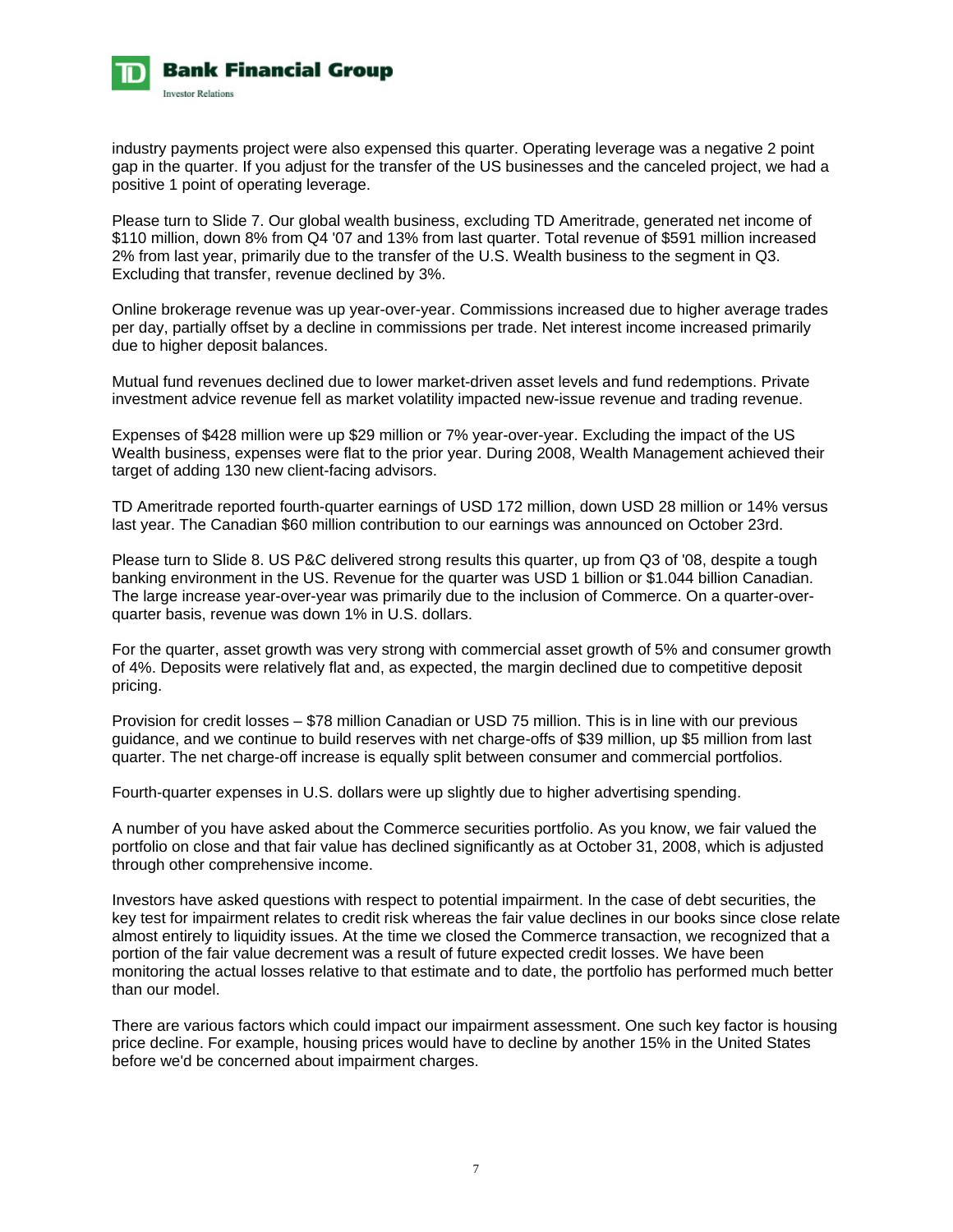industry payments project were also expensed this quarter. Operating leverage was a negative 2 point gap in the quarter. If you adjust for the transfer of the US businesses and the canceled project, we had a positive 1 point of operating leverage.

Please turn to Slide 7. Our global wealth business, excluding TD Ameritrade, generated net income of $110 million, down 8% from Q4 '07 and 13% from last quarter. Total revenue of $591 million increased 2% from last year, primarily due to the transfer of the U.S. Wealth business to the segment in Q3. Excluding that transfer, revenue declined by 3%.

Online brokerage revenue was up year-over-year. Commissions increased due to higher average trades per day, partially offset by a decline in commissions per trade. Net interest income increased primarily due to higher deposit balances.

Mutual fund revenues declined due to lower market-driven asset levels and fund redemptions. Private investment advice revenue fell as market volatility impacted new-issue revenue and trading revenue.

Expenses of $428 million were up $29 million or 7% year-over-year. Excluding the impact of the US Wealth business, expenses were flat to the prior year. During 2008, Wealth Management achieved their target of adding 130 new client-facing advisors.

TD Ameritrade reported fourth-quarter earnings of USD 172 million, down USD 28 million or 14% versus last year. The Canadian $60 million contribution to our earnings was announced on October 23rd.

Please turn to Slide 8. US P&C delivered strong results this quarter, up from Q3 of '08, despite a tough banking environment in the US. Revenue for the quarter was USD 1 billion or $1.044 billion Canadian. The large increase year-over-year was primarily due to the inclusion of Commerce. On a quarter-over-quarter basis, revenue was down 1% in U.S. dollars.

For the quarter, asset growth was very strong with commercial asset growth of 5% and consumer growth of 4%. Deposits were relatively flat and, as expected, the margin declined due to competitive deposit pricing.

Provision for credit losses – $78 million Canadian or USD 75 million. This is in line with our previous guidance, and we continue to build reserves with net charge-offs of $39 million, up $5 million from last quarter. The net charge-off increase is equally split between consumer and commercial portfolios.

Fourth-quarter expenses in U.S. dollars were up slightly due to higher advertising spending.

A number of you have asked about the Commerce securities portfolio. As you know, we fair valued the portfolio on close and that fair value has declined significantly as at October 31, 2008, which is adjusted through other comprehensive income.

Investors have asked questions with respect to potential impairment. In the case of debt securities, the key test for impairment relates to credit risk whereas the fair value declines in our books since close relate almost entirely to liquidity issues. At the time we closed the Commerce transaction, we recognized that a portion of the fair value decrement was a result of future expected credit losses. We have been monitoring the actual losses relative to that estimate and to date, the portfolio has performed much better than our model.

There are various factors which could impact our impairment assessment. One such key factor is housing price decline. For example, housing prices would have to decline by another 15% in the United States before we'd be concerned about impairment charges.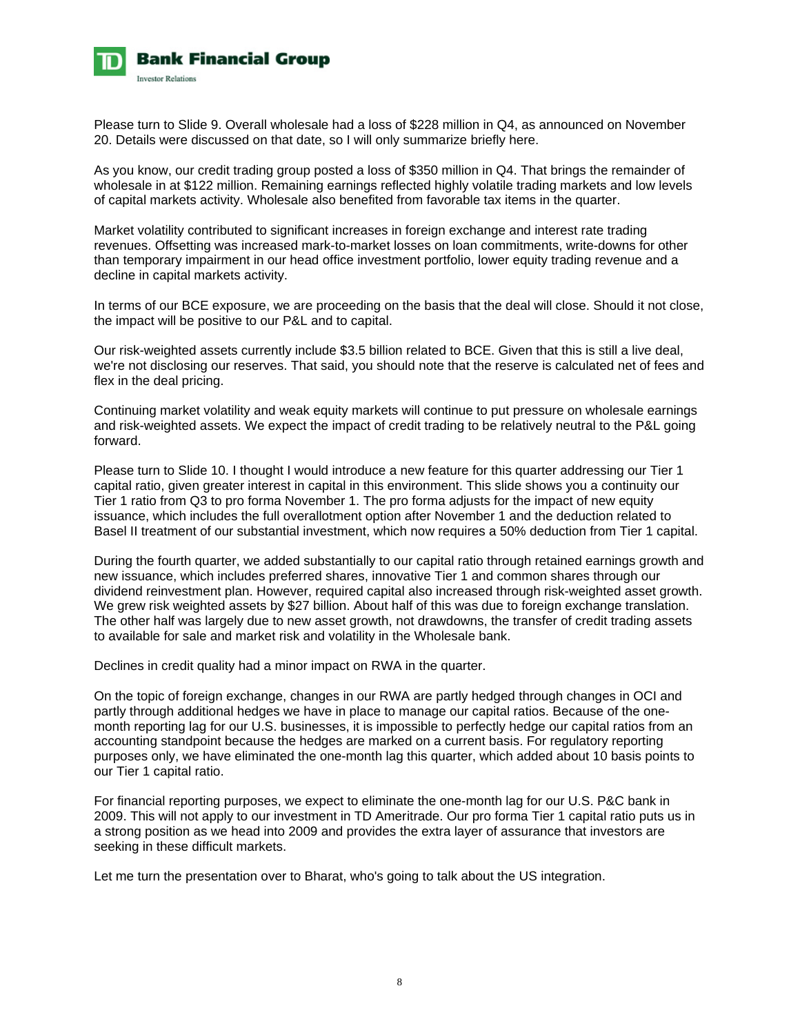Please turn to Slide 9. Overall wholesale had a loss of $228 million in Q4, as announced on November 20. Details were discussed on that date, so I will only summarize briefly here.

As you know, our credit trading group posted a loss of $350 million in Q4. That brings the remainder of wholesale in at $122 million. Remaining earnings reflected highly volatile trading markets and low levels of capital markets activity. Wholesale also benefited from favorable tax items in the quarter.

Market volatility contributed to significant increases in foreign exchange and interest rate trading revenues. Offsetting was increased mark-to-market losses on loan commitments, write-downs for other than temporary impairment in our head office investment portfolio, lower equity trading revenue and a decline in capital markets activity.

In terms of our BCE exposure, we are proceeding on the basis that the deal will close. Should it not close, the impact will be positive to our P&L and to capital.

Our risk-weighted assets currently include $3.5 billion related to BCE. Given that this is still a live deal, we're not disclosing our reserves. That said, you should note that the reserve is calculated net of fees and flex in the deal pricing.

Continuing market volatility and weak equity markets will continue to put pressure on wholesale earnings and risk-weighted assets. We expect the impact of credit trading to be relatively neutral to the P&L going forward.

Please turn to Slide 10. I thought I would introduce a new feature for this quarter addressing our Tier 1 capital ratio, given greater interest in capital in this environment. This slide shows you a continuity our Tier 1 ratio from Q3 to pro forma November 1. The pro forma adjusts for the impact of new equity issuance, which includes the full overallotment option after November 1 and the deduction related to Basel II treatment of our substantial investment, which now requires a 50% deduction from Tier 1 capital.

During the fourth quarter, we added substantially to our capital ratio through retained earnings growth and new issuance, which includes preferred shares, innovative Tier 1 and common shares through our dividend reinvestment plan. However, required capital also increased through risk-weighted asset growth. We grew risk weighted assets by $27 billion. About half of this was due to foreign exchange translation. The other half was largely due to new asset growth, not drawdowns, the transfer of credit trading assets to available for sale and market risk and volatility in the Wholesale bank.

Declines in credit quality had a minor impact on RWA in the quarter.

On the topic of foreign exchange, changes in our RWA are partly hedged through changes in OCI and partly through additional hedges we have in place to manage our capital ratios. Because of the one-month reporting lag for our U.S. businesses, it is impossible to perfectly hedge our capital ratios from an accounting standpoint because the hedges are marked on a current basis. For regulatory reporting purposes only, we have eliminated the one-month lag this quarter, which added about 10 basis points to our Tier 1 capital ratio.

For financial reporting purposes, we expect to eliminate the one-month lag for our U.S. P&C bank in 2009. This will not apply to our investment in TD Ameritrade. Our pro forma Tier 1 capital ratio puts us in a strong position as we head into 2009 and provides the extra layer of assurance that investors are seeking in these difficult markets.

Let me turn the presentation over to Bharat, who's going to talk about the US integration.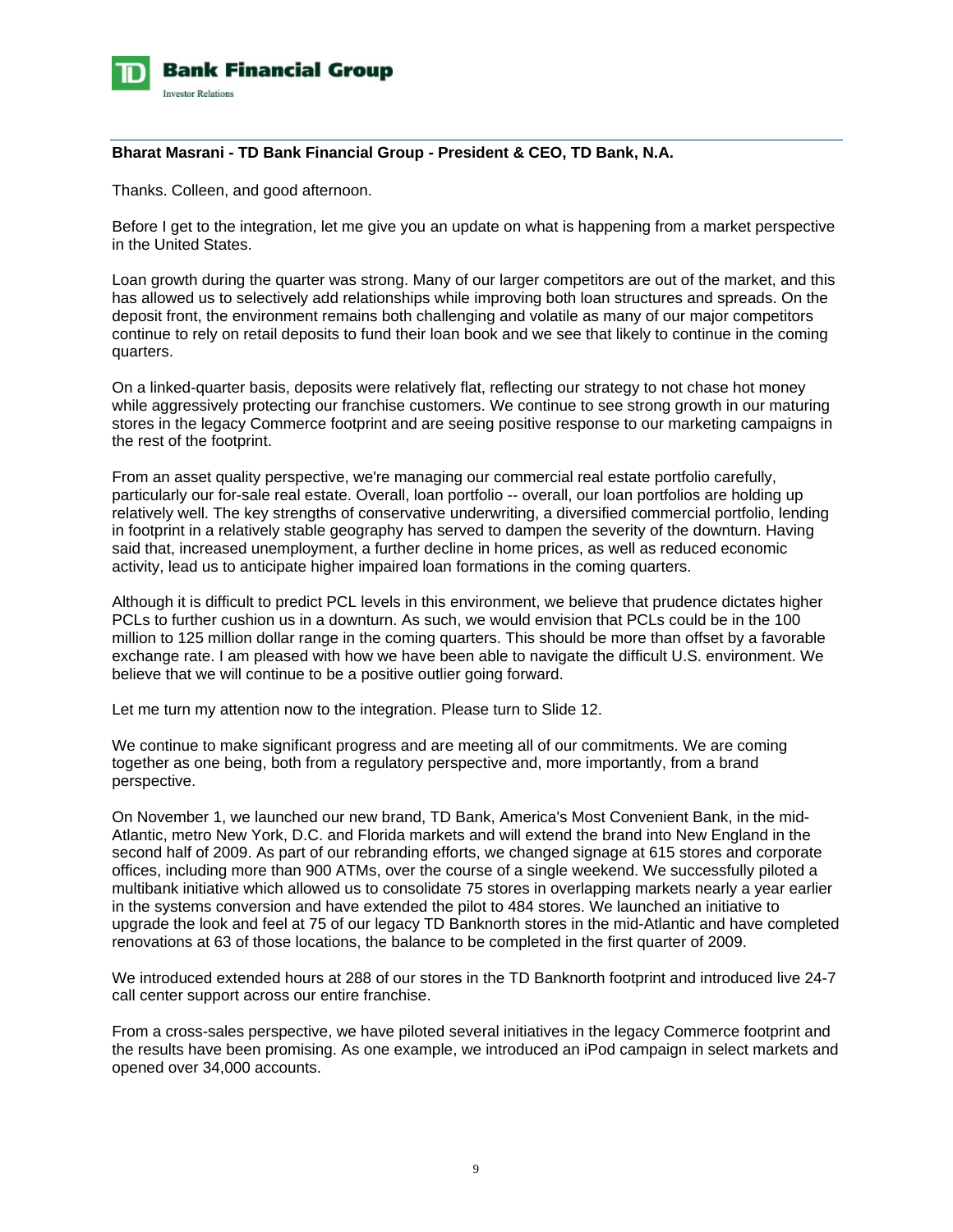**Bharat Masrani - TD Bank Financial Group - President & CEO, TD Bank, N.A.**

Thanks. Colleen, and good afternoon.

Before I get to the integration, let me give you an update on what is happening from a market perspective in the United States.

Loan growth during the quarter was strong. Many of our larger competitors are out of the market, and this has allowed us to selectively add relationships while improving both loan structures and spreads. On the deposit front, the environment remains both challenging and volatile as many of our major competitors continue to rely on retail deposits to fund their loan book and we see that likely to continue in the coming quarters.

On a linked-quarter basis, deposits were relatively flat, reflecting our strategy to not chase hot money while aggressively protecting our franchise customers. We continue to see strong growth in our maturing stores in the legacy Commerce footprint and are seeing positive response to our marketing campaigns in the rest of the footprint.

From an asset quality perspective, we're managing our commercial real estate portfolio carefully, particularly our for-sale real estate. Overall, loan portfolio -- overall, our loan portfolios are holding up relatively well. The key strengths of conservative underwriting, a diversified commercial portfolio, lending in footprint in a relatively stable geography has served to dampen the severity of the downturn. Having said that, increased unemployment, a further decline in home prices, as well as reduced economic activity, lead us to anticipate higher impaired loan formations in the coming quarters.

Although it is difficult to predict PCL levels in this environment, we believe that prudence dictates higher PCLs to further cushion us in a downturn. As such, we would envision that PCLs could be in the 100 million to 125 million dollar range in the coming quarters. This should be more than offset by a favorable exchange rate. I am pleased with how we have been able to navigate the difficult U.S. environment. We believe that we will continue to be a positive outlier going forward.

Let me turn my attention now to the integration. Please turn to Slide 12.

We continue to make significant progress and are meeting all of our commitments. We are coming together as one being, both from a regulatory perspective and, more importantly, from a brand perspective.

On November 1, we launched our new brand, TD Bank, America's Most Convenient Bank, in the mid-Atlantic, metro New York, D.C. and Florida markets and will extend the brand into New England in the second half of 2009. As part of our rebranding efforts, we changed signage at 615 stores and corporate offices, including more than 900 ATMs, over the course of a single weekend. We successfully piloted a multibank initiative which allowed us to consolidate 75 stores in overlapping markets nearly a year earlier in the systems conversion and have extended the pilot to 484 stores. We launched an initiative to upgrade the look and feel at 75 of our legacy TD Banknorth stores in the mid-Atlantic and have completed renovations at 63 of those locations, the balance to be completed in the first quarter of 2009.

We introduced extended hours at 288 of our stores in the TD Banknorth footprint and introduced live 24-7 call center support across our entire franchise.

From a cross-sales perspective, we have piloted several initiatives in the legacy Commerce footprint and the results have been promising. As one example, we introduced an iPod campaign in select markets and opened over 34,000 accounts.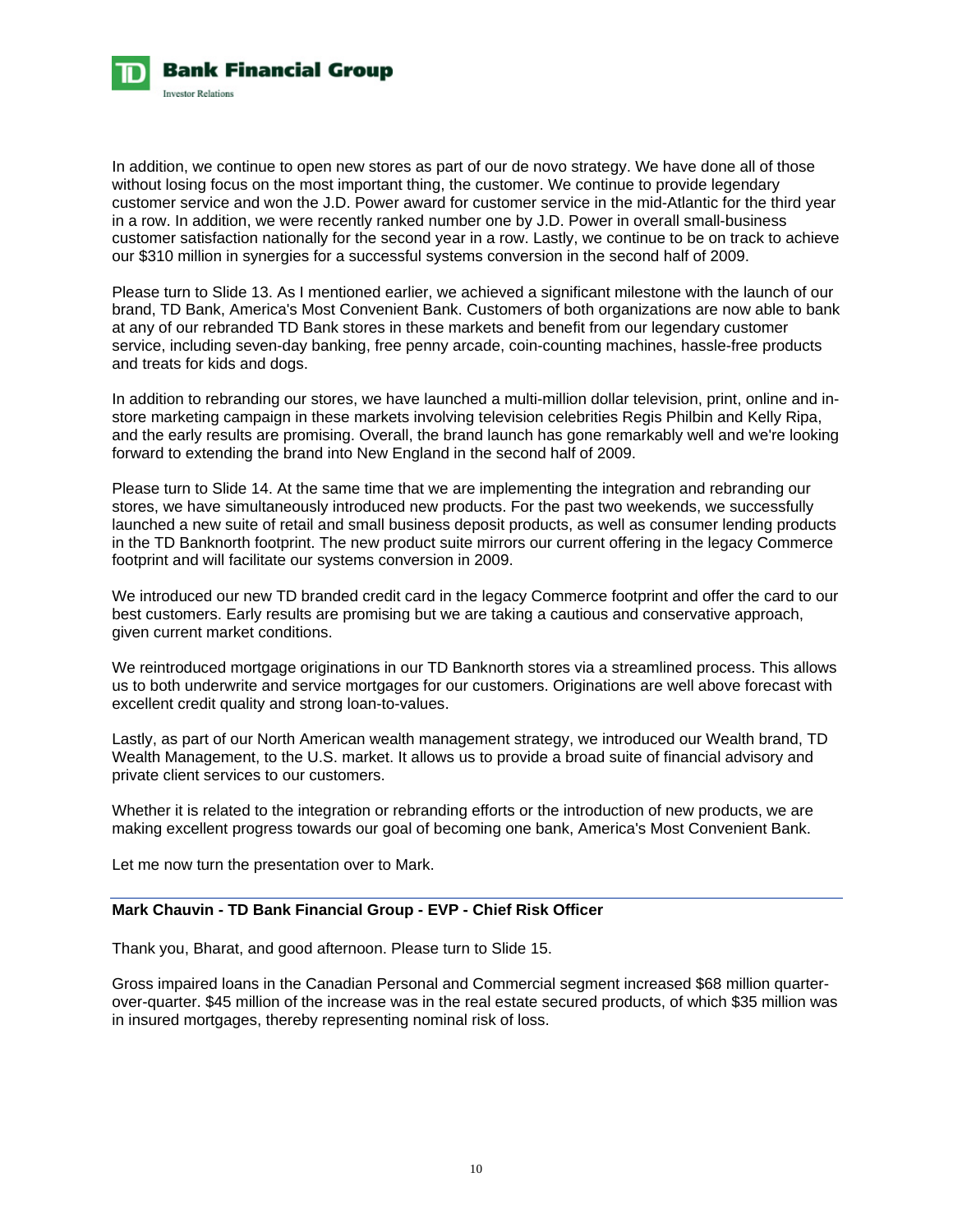In addition, we continue to open new stores as part of our de novo strategy. We have done all of those without losing focus on the most important thing, the customer. We continue to provide legendary customer service and won the J.D. Power award for customer service in the mid-Atlantic for the third year in a row. In addition, we were recently ranked number one by J.D. Power in overall small-business customer satisfaction nationally for the second year in a row. Lastly, we continue to be on track to achieve our $310 million in synergies for a successful systems conversion in the second half of 2009.

Please turn to Slide 13. As I mentioned earlier, we achieved a significant milestone with the launch of our brand, TD Bank, America's Most Convenient Bank. Customers of both organizations are now able to bank at any of our rebranded TD Bank stores in these markets and benefit from our legendary customer service, including seven-day banking, free penny arcade, coin-counting machines, hassle-free products and treats for kids and dogs.

In addition to rebranding our stores, we have launched a multi-million dollar television, print, online and in-store marketing campaign in these markets involving television celebrities Regis Philbin and Kelly Ripa, and the early results are promising. Overall, the brand launch has gone remarkably well and we're looking forward to extending the brand into New England in the second half of 2009.

Please turn to Slide 14. At the same time that we are implementing the integration and rebranding our stores, we have simultaneously introduced new products. For the past two weekends, we successfully launched a new suite of retail and small business deposit products, as well as consumer lending products in the TD Banknorth footprint. The new product suite mirrors our current offering in the legacy Commerce footprint and will facilitate our systems conversion in 2009.

We introduced our new TD branded credit card in the legacy Commerce footprint and offer the card to our best customers. Early results are promising but we are taking a cautious and conservative approach, given current market conditions.

We reintroduced mortgage originations in our TD Banknorth stores via a streamlined process. This allows us to both underwrite and service mortgages for our customers. Originations are well above forecast with excellent credit quality and strong loan-to-values.

Lastly, as part of our North American wealth management strategy, we introduced our Wealth brand, TD Wealth Management, to the U.S. market. It allows us to provide a broad suite of financial advisory and private client services to our customers.

Whether it is related to the integration or rebranding efforts or the introduction of new products, we are making excellent progress towards our goal of becoming one bank, America's Most Convenient Bank.

Let me now turn the presentation over to Mark.

---

**Mark Chauvin - TD Bank Financial Group - EVP - Chief Risk Officer**

Thank you, Bharat, and good afternoon. Please turn to Slide 15.

Gross impaired loans in the Canadian Personal and Commercial segment increased $68 million quarter-over-quarter. $45 million of the increase was in the real estate secured products, of which $35 million was in insured mortgages, thereby representing nominal risk of loss.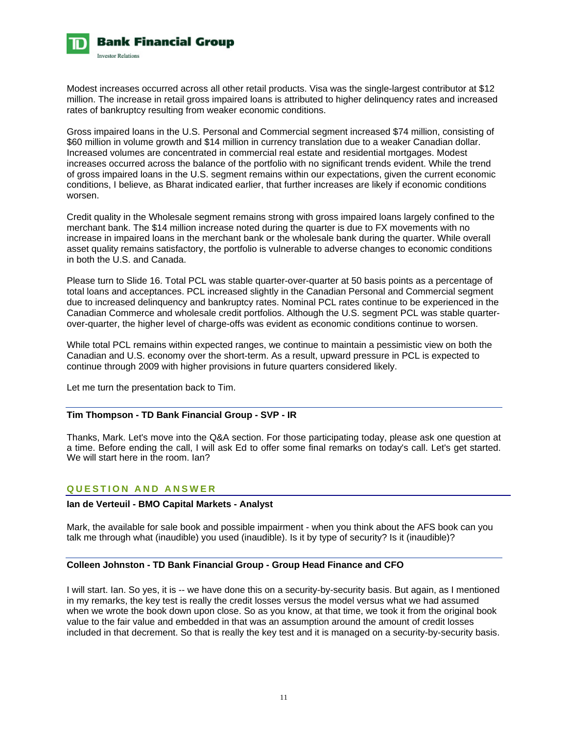Modest increases occurred across all other retail products. Visa was the single-largest contributor at $12 million. The increase in retail gross impaired loans is attributed to higher delinquency rates and increased rates of bankruptcy resulting from weaker economic conditions.

Gross impaired loans in the U.S. Personal and Commercial segment increased $74 million, consisting of $60 million in volume growth and $14 million in currency translation due to a weaker Canadian dollar. Increased volumes are concentrated in commercial real estate and residential mortgages. Modest increases occurred across the balance of the portfolio with no significant trends evident. While the trend of gross impaired loans in the U.S. segment remains within our expectations, given the current economic conditions, I believe, as Bharat indicated earlier, that further increases are likely if economic conditions worsen.

Credit quality in the Wholesale segment remains strong with gross impaired loans largely confined to the merchant bank. The $14 million increase noted during the quarter is due to FX movements with no increase in impaired loans in the merchant bank or the wholesale bank during the quarter. While overall asset quality remains satisfactory, the portfolio is vulnerable to adverse changes to economic conditions in both the U.S. and Canada.

Please turn to Slide 16. Total PCL was stable quarter-over-quarter at 50 basis points as a percentage of total loans and acceptances. PCL increased slightly in the Canadian Personal and Commercial segment due to increased delinquency and bankruptcy rates. Nominal PCL rates continue to be experienced in the Canadian Commerce and wholesale credit portfolios. Although the U.S. segment PCL was stable quarter-over-quarter, the higher level of charge-offs was evident as economic conditions continue to worsen.

While total PCL remains within expected ranges, we continue to maintain a pessimistic view on both the Canadian and U.S. economy over the short-term. As a result, upward pressure in PCL is expected to continue through 2009 with higher provisions in future quarters considered likely.

Let me turn the presentation back to Tim.

**Tim Thompson - TD Bank Financial Group - SVP - IR**

Thanks, Mark. Let's move into the Q&A section. For those participating today, please ask one question at a time. Before ending the call, I will ask Ed to offer some final remarks on today's call. Let's get started. We will start here in the room. Ian?

## QUESTION AND ANSWER

**Ian de Verteuil - BMO Capital Markets - Analyst**

Mark, the available for sale book and possible impairment - when you think about the AFS book can you talk me through what (inaudible) you used (inaudible). Is it by type of security? Is it (inaudible)?

**Colleen Johnston - TD Bank Financial Group - Group Head Finance and CFO**

I will start. Ian. So yes, it is -- we have done this on a security-by-security basis. But again, as I mentioned in my remarks, the key test is really the credit losses versus the model versus what we had assumed when we wrote the book down upon close. So as you know, at that time, we took it from the original book value to the fair value and embedded in that was an assumption around the amount of credit losses included in that decrement. So that is really the key test and it is managed on a security-by-security basis.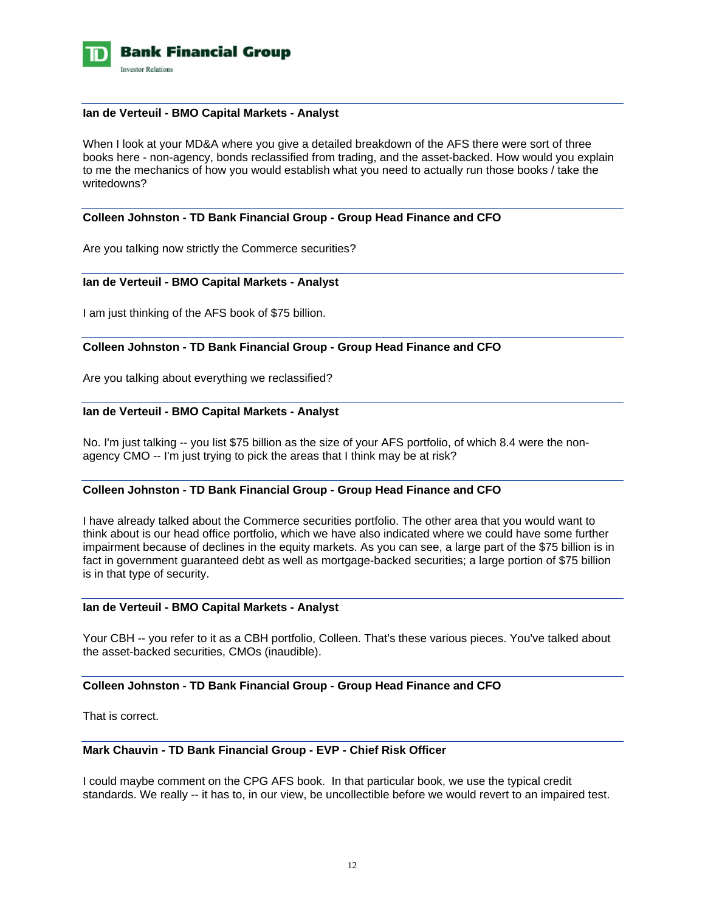**Ian de Verteuil - BMO Capital Markets - Analyst**

When I look at your MD&A where you give a detailed breakdown of the AFS there were sort of three books here - non-agency, bonds reclassified from trading, and the asset-backed. How would you explain to me the mechanics of how you would establish what you need to actually run those books / take the writedowns?

**Colleen Johnston - TD Bank Financial Group - Group Head Finance and CFO**

Are you talking now strictly the Commerce securities?

**Ian de Verteuil - BMO Capital Markets - Analyst**

I am just thinking of the AFS book of $75 billion.

**Colleen Johnston - TD Bank Financial Group - Group Head Finance and CFO**

Are you talking about everything we reclassified?

**Ian de Verteuil - BMO Capital Markets - Analyst**

No. I'm just talking -- you list $75 billion as the size of your AFS portfolio, of which 8.4 were the non-agency CMO -- I'm just trying to pick the areas that I think may be at risk?

**Colleen Johnston - TD Bank Financial Group - Group Head Finance and CFO**

I have already talked about the Commerce securities portfolio. The other area that you would want to think about is our head office portfolio, which we have also indicated where we could have some further impairment because of declines in the equity markets. As you can see, a large part of the $75 billion is in fact in government guaranteed debt as well as mortgage-backed securities; a large portion of $75 billion is in that type of security.

**Ian de Verteuil - BMO Capital Markets - Analyst**

Your CBH -- you refer to it as a CBH portfolio, Colleen. That's these various pieces. You've talked about the asset-backed securities, CMOs (inaudible).

**Colleen Johnston - TD Bank Financial Group - Group Head Finance and CFO**

That is correct.

**Mark Chauvin - TD Bank Financial Group - EVP - Chief Risk Officer**

I could maybe comment on the CPG AFS book. In that particular book, we use the typical credit standards. We really -- it has to, in our view, be uncollectible before we would revert to an impaired test.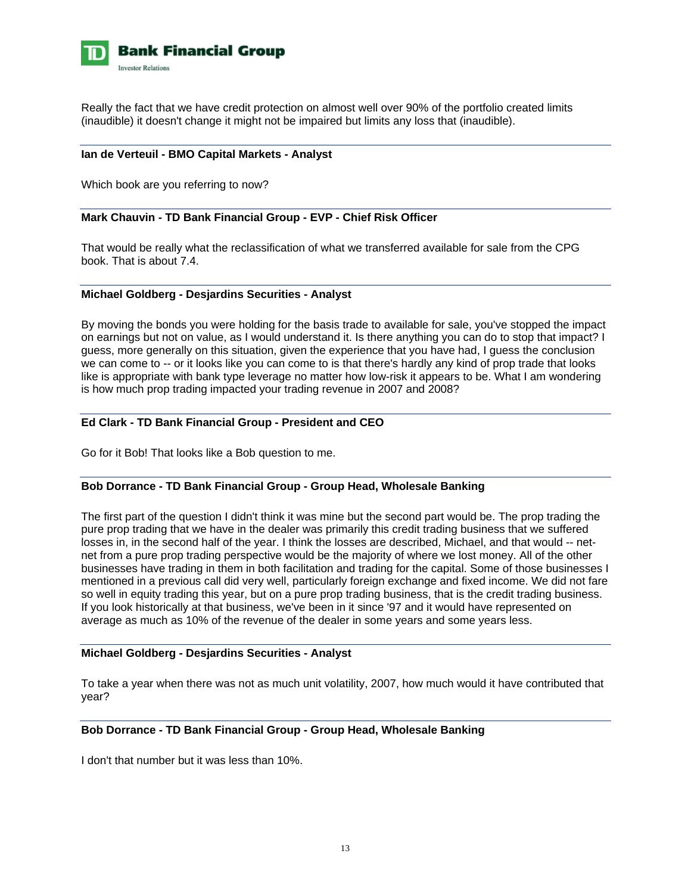Really the fact that we have credit protection on almost well over 90% of the portfolio created limits (inaudible) it doesn't change it might not be impaired but limits any loss that (inaudible).

**Ian de Verteuil - BMO Capital Markets - Analyst**

Which book are you referring to now?

**Mark Chauvin - TD Bank Financial Group - EVP - Chief Risk Officer**

That would be really what the reclassification of what we transferred available for sale from the CPG book. That is about 7.4.

**Michael Goldberg - Desjardins Securities - Analyst**

By moving the bonds you were holding for the basis trade to available for sale, you've stopped the impact on earnings but not on value, as I would understand it. Is there anything you can do to stop that impact? I guess, more generally on this situation, given the experience that you have had, I guess the conclusion we can come to -- or it looks like you can come to is that there's hardly any kind of prop trade that looks like is appropriate with bank type leverage no matter how low-risk it appears to be. What I am wondering is how much prop trading impacted your trading revenue in 2007 and 2008?

**Ed Clark - TD Bank Financial Group - President and CEO**

Go for it Bob! That looks like a Bob question to me.

**Bob Dorrance - TD Bank Financial Group - Group Head, Wholesale Banking**

The first part of the question I didn't think it was mine but the second part would be. The prop trading the pure prop trading that we have in the dealer was primarily this credit trading business that we suffered losses in, in the second half of the year. I think the losses are described, Michael, and that would -- net-net from a pure prop trading perspective would be the majority of where we lost money. All of the other businesses have trading in them in both facilitation and trading for the capital. Some of those businesses I mentioned in a previous call did very well, particularly foreign exchange and fixed income. We did not fare so well in equity trading this year, but on a pure prop trading business, that is the credit trading business. If you look historically at that business, we've been in it since '97 and it would have represented on average as much as 10% of the revenue of the dealer in some years and some years less.

**Michael Goldberg - Desjardins Securities - Analyst**

To take a year when there was not as much unit volatility, 2007, how much would it have contributed that year?

**Bob Dorrance - TD Bank Financial Group - Group Head, Wholesale Banking**

I don't that number but it was less than 10%.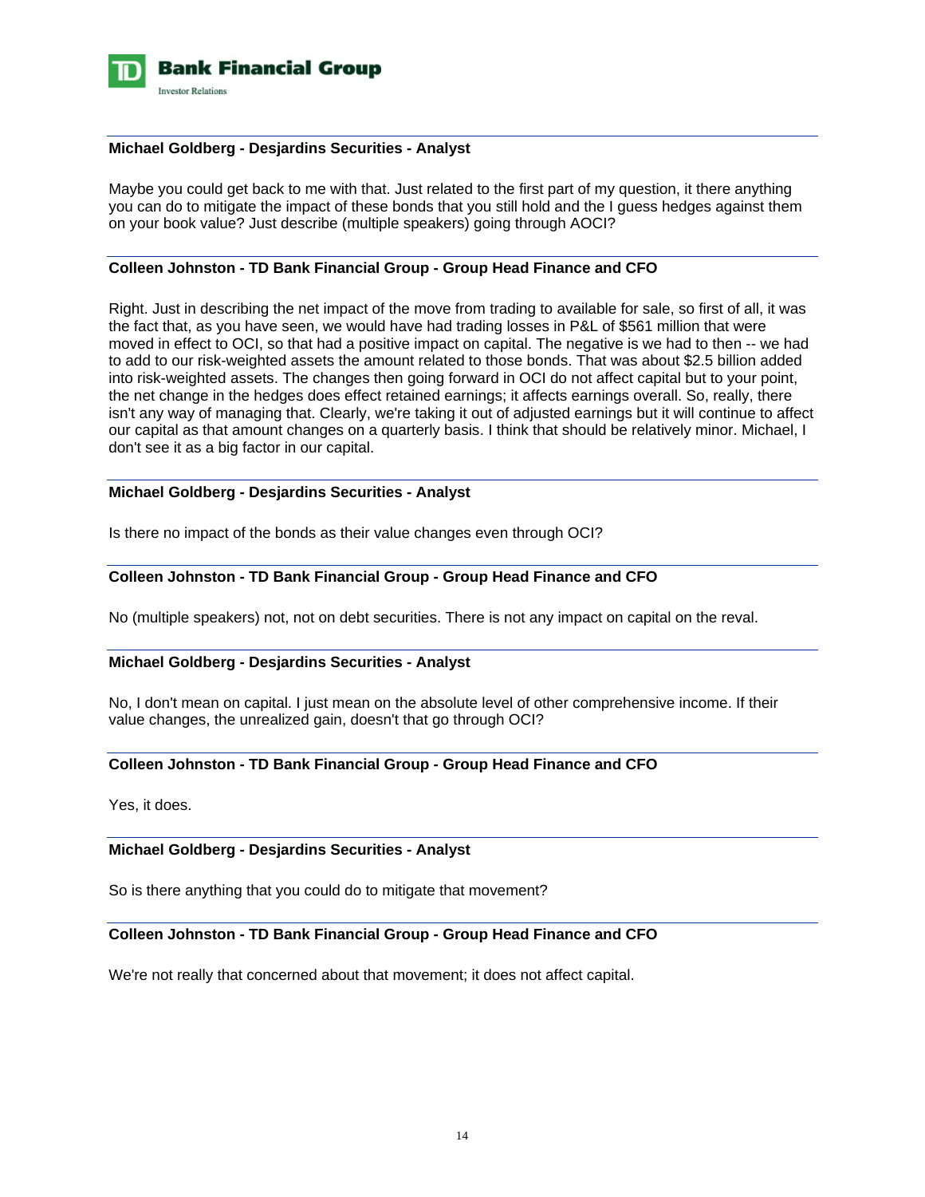**Michael Goldberg - Desjardins Securities - Analyst**

Maybe you could get back to me with that. Just related to the first part of my question, it there anything you can do to mitigate the impact of these bonds that you still hold and the I guess hedges against them on your book value? Just describe (multiple speakers) going through AOCI?

**Colleen Johnston - TD Bank Financial Group - Group Head Finance and CFO**

Right. Just in describing the net impact of the move from trading to available for sale, so first of all, it was the fact that, as you have seen, we would have had trading losses in P&L of $561 million that were moved in effect to OCI, so that had a positive impact on capital. The negative is we had to then -- we had to add to our risk-weighted assets the amount related to those bonds. That was about $2.5 billion added into risk-weighted assets. The changes then going forward in OCI do not affect capital but to your point, the net change in the hedges does effect retained earnings; it affects earnings overall. So, really, there isn't any way of managing that. Clearly, we're taking it out of adjusted earnings but it will continue to affect our capital as that amount changes on a quarterly basis. I think that should be relatively minor. Michael, I don't see it as a big factor in our capital.

**Michael Goldberg - Desjardins Securities - Analyst**

Is there no impact of the bonds as their value changes even through OCI?

**Colleen Johnston - TD Bank Financial Group - Group Head Finance and CFO**

No (multiple speakers) not, not on debt securities. There is not any impact on capital on the reval.

**Michael Goldberg - Desjardins Securities - Analyst**

No, I don't mean on capital. I just mean on the absolute level of other comprehensive income. If their value changes, the unrealized gain, doesn't that go through OCI?

**Colleen Johnston - TD Bank Financial Group - Group Head Finance and CFO**

Yes, it does.

**Michael Goldberg - Desjardins Securities - Analyst**

So is there anything that you could do to mitigate that movement?

**Colleen Johnston - TD Bank Financial Group - Group Head Finance and CFO**

We're not really that concerned about that movement; it does not affect capital.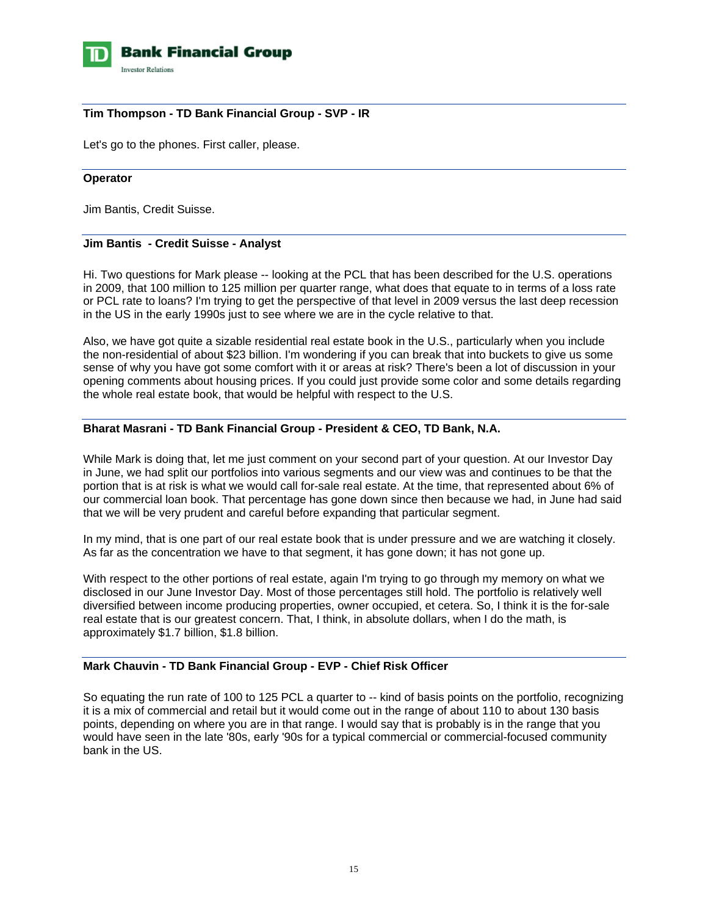**Tim Thompson - TD Bank Financial Group - SVP - IR**

Let's go to the phones. First caller, please.

**Operator**

Jim Bantis, Credit Suisse.

**Jim Bantis - Credit Suisse - Analyst**

Hi. Two questions for Mark please -- looking at the PCL that has been described for the U.S. operations in 2009, that 100 million to 125 million per quarter range, what does that equate to in terms of a loss rate or PCL rate to loans? I'm trying to get the perspective of that level in 2009 versus the last deep recession in the US in the early 1990s just to see where we are in the cycle relative to that.

Also, we have got quite a sizable residential real estate book in the U.S., particularly when you include the non-residential of about $23 billion. I'm wondering if you can break that into buckets to give us some sense of why you have got some comfort with it or areas at risk? There's been a lot of discussion in your opening comments about housing prices. If you could just provide some color and some details regarding the whole real estate book, that would be helpful with respect to the U.S.

**Bharat Masrani - TD Bank Financial Group - President & CEO, TD Bank, N.A.**

While Mark is doing that, let me just comment on your second part of your question. At our Investor Day in June, we had split our portfolios into various segments and our view was and continues to be that the portion that is at risk is what we would call for-sale real estate. At the time, that represented about 6% of our commercial loan book. That percentage has gone down since then because we had, in June had said that we will be very prudent and careful before expanding that particular segment.

In my mind, that is one part of our real estate book that is under pressure and we are watching it closely. As far as the concentration we have to that segment, it has gone down; it has not gone up.

With respect to the other portions of real estate, again I'm trying to go through my memory on what we disclosed in our June Investor Day. Most of those percentages still hold. The portfolio is relatively well diversified between income producing properties, owner occupied, et cetera. So, I think it is the for-sale real estate that is our greatest concern. That, I think, in absolute dollars, when I do the math, is approximately $1.7 billion, $1.8 billion.

**Mark Chauvin - TD Bank Financial Group - EVP - Chief Risk Officer**

So equating the run rate of 100 to 125 PCL a quarter to -- kind of basis points on the portfolio, recognizing it is a mix of commercial and retail but it would come out in the range of about 110 to about 130 basis points, depending on where you are in that range. I would say that is probably is in the range that you would have seen in the late '80s, early '90s for a typical commercial or commercial-focused community bank in the US.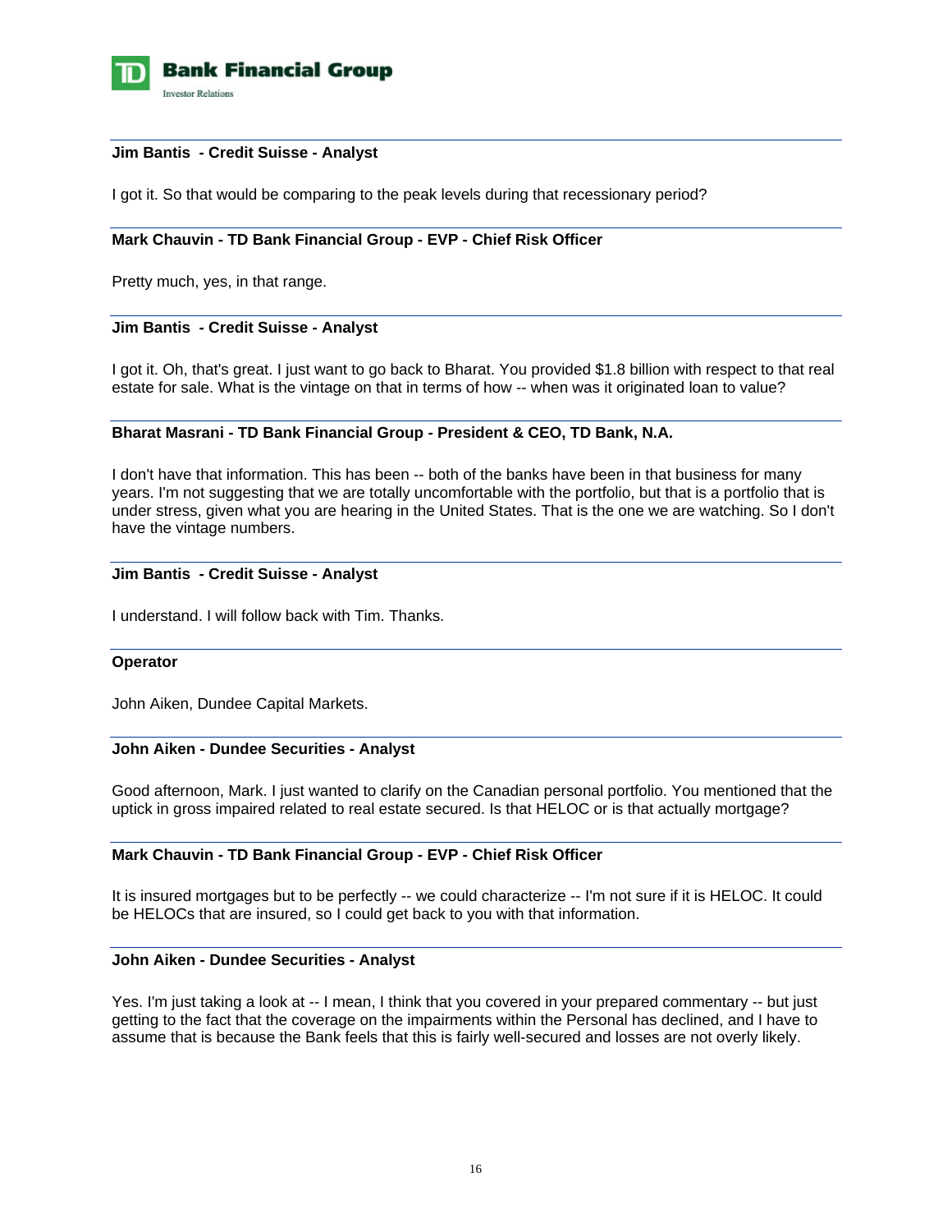**Jim Bantis - Credit Suisse - Analyst**

I got it. So that would be comparing to the peak levels during that recessionary period?

**Mark Chauvin - TD Bank Financial Group - EVP - Chief Risk Officer**

Pretty much, yes, in that range.

**Jim Bantis - Credit Suisse - Analyst**

I got it. Oh, that's great. I just want to go back to Bharat. You provided $1.8 billion with respect to that real estate for sale. What is the vintage on that in terms of how -- when was it originated loan to value?

**Bharat Masrani - TD Bank Financial Group - President & CEO, TD Bank, N.A.**

I don't have that information. This has been -- both of the banks have been in that business for many years. I'm not suggesting that we are totally uncomfortable with the portfolio, but that is a portfolio that is under stress, given what you are hearing in the United States. That is the one we are watching. So I don't have the vintage numbers.

**Jim Bantis - Credit Suisse - Analyst**

I understand. I will follow back with Tim. Thanks.

**Operator**

John Aiken, Dundee Capital Markets.

**John Aiken - Dundee Securities - Analyst**

Good afternoon, Mark. I just wanted to clarify on the Canadian personal portfolio. You mentioned that the uptick in gross impaired related to real estate secured. Is that HELOC or is that actually mortgage?

**Mark Chauvin - TD Bank Financial Group - EVP - Chief Risk Officer**

It is insured mortgages but to be perfectly -- we could characterize -- I'm not sure if it is HELOC. It could be HELOCs that are insured, so I could get back to you with that information.

**John Aiken - Dundee Securities - Analyst**

Yes. I'm just taking a look at -- I mean, I think that you covered in your prepared commentary -- but just getting to the fact that the coverage on the impairments within the Personal has declined, and I have to assume that is because the Bank feels that this is fairly well-secured and losses are not overly likely.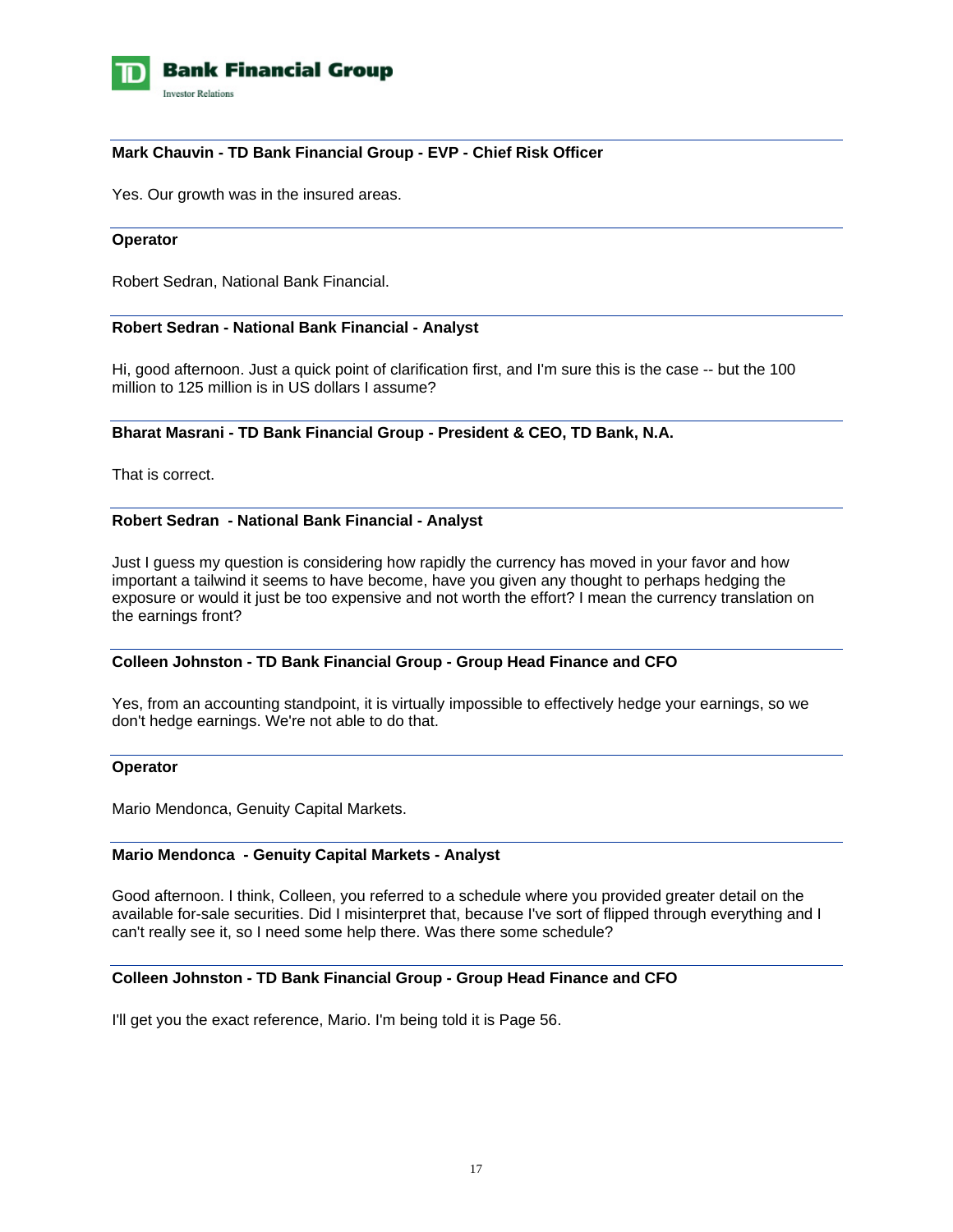**Mark Chauvin - TD Bank Financial Group - EVP - Chief Risk Officer**

Yes. Our growth was in the insured areas.

---

**Operator**

Robert Sedran, National Bank Financial.

---

**Robert Sedran - National Bank Financial - Analyst**

Hi, good afternoon. Just a quick point of clarification first, and I'm sure this is the case -- but the 100 million to 125 million is in US dollars I assume?

---

**Bharat Masrani - TD Bank Financial Group - President & CEO, TD Bank, N.A.**

That is correct.

---

**Robert Sedran - National Bank Financial - Analyst**

Just I guess my question is considering how rapidly the currency has moved in your favor and how important a tailwind it seems to have become, have you given any thought to perhaps hedging the exposure or would it just be too expensive and not worth the effort? I mean the currency translation on the earnings front?

---

**Colleen Johnston - TD Bank Financial Group - Group Head Finance and CFO**

Yes, from an accounting standpoint, it is virtually impossible to effectively hedge your earnings, so we don't hedge earnings. We're not able to do that.

---

**Operator**

Mario Mendonca, Genuity Capital Markets.

---

**Mario Mendonca - Genuity Capital Markets - Analyst**

Good afternoon. I think, Colleen, you referred to a schedule where you provided greater detail on the available for-sale securities. Did I misinterpret that, because I've sort of flipped through everything and I can't really see it, so I need some help there. Was there some schedule?

---

**Colleen Johnston - TD Bank Financial Group - Group Head Finance and CFO**

I'll get you the exact reference, Mario. I'm being told it is Page 56.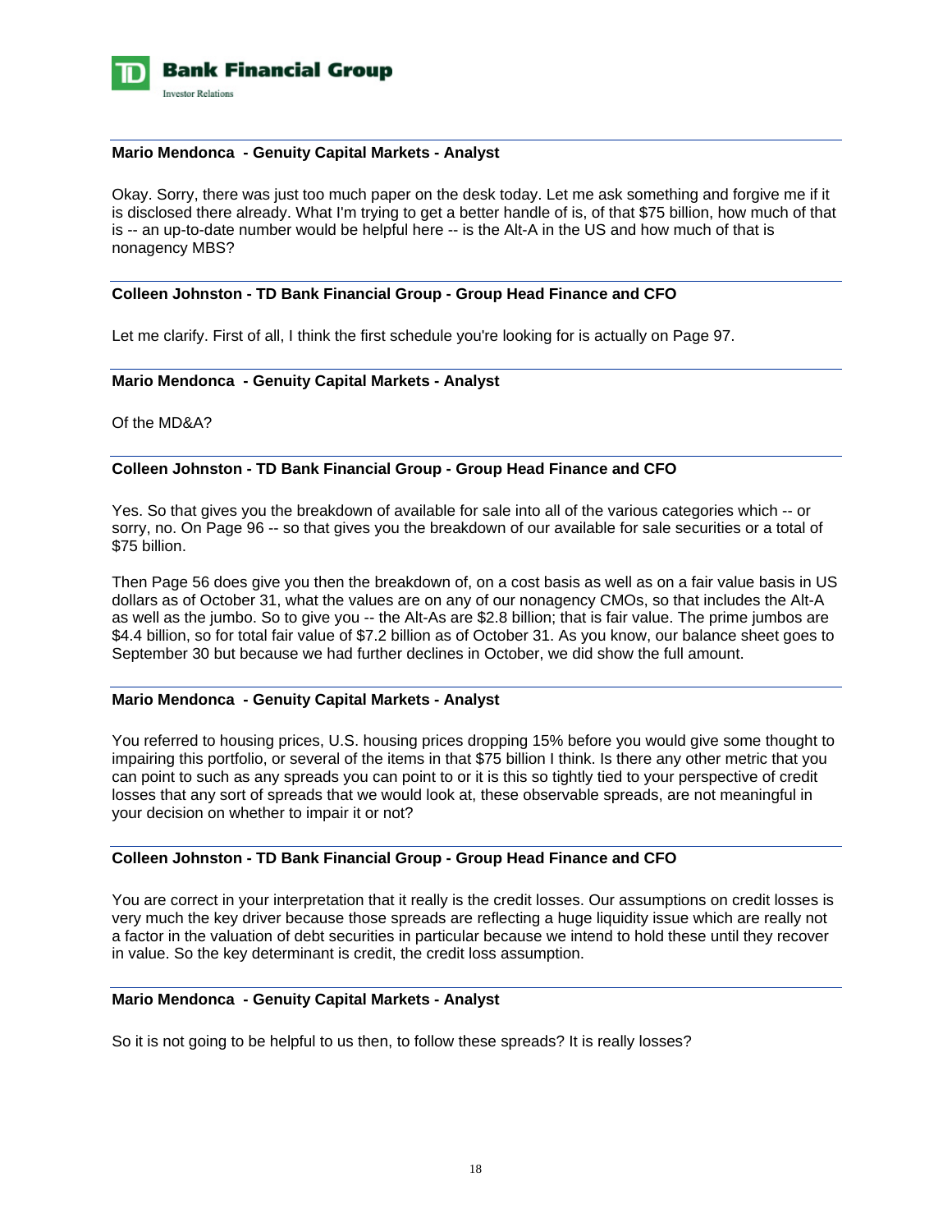**Mario Mendonca - Genuity Capital Markets - Analyst**

Okay. Sorry, there was just too much paper on the desk today. Let me ask something and forgive me if it is disclosed there already. What I'm trying to get a better handle of is, of that $75 billion, how much of that is -- an up-to-date number would be helpful here -- is the Alt-A in the US and how much of that is nonagency MBS?

**Colleen Johnston - TD Bank Financial Group - Group Head Finance and CFO**

Let me clarify. First of all, I think the first schedule you're looking for is actually on Page 97.

**Mario Mendonca - Genuity Capital Markets - Analyst**

Of the MD&A?

**Colleen Johnston - TD Bank Financial Group - Group Head Finance and CFO**

Yes. So that gives you the breakdown of available for sale into all of the various categories which -- or sorry, no. On Page 96 -- so that gives you the breakdown of our available for sale securities or a total of $75 billion.

Then Page 56 does give you then the breakdown of, on a cost basis as well as on a fair value basis in US dollars as of October 31, what the values are on any of our nonagency CMOs, so that includes the Alt-A as well as the jumbo. So to give you -- the Alt-As are $2.8 billion; that is fair value. The prime jumbos are $4.4 billion, so for total fair value of $7.2 billion as of October 31. As you know, our balance sheet goes to September 30 but because we had further declines in October, we did show the full amount.

**Mario Mendonca - Genuity Capital Markets - Analyst**

You referred to housing prices, U.S. housing prices dropping 15% before you would give some thought to impairing this portfolio, or several of the items in that $75 billion I think. Is there any other metric that you can point to such as any spreads you can point to or it is this so tightly tied to your perspective of credit losses that any sort of spreads that we would look at, these observable spreads, are not meaningful in your decision on whether to impair it or not?

**Colleen Johnston - TD Bank Financial Group - Group Head Finance and CFO**

You are correct in your interpretation that it really is the credit losses. Our assumptions on credit losses is very much the key driver because those spreads are reflecting a huge liquidity issue which are really not a factor in the valuation of debt securities in particular because we intend to hold these until they recover in value. So the key determinant is credit, the credit loss assumption.

**Mario Mendonca - Genuity Capital Markets - Analyst**

So it is not going to be helpful to us then, to follow these spreads? It is really losses?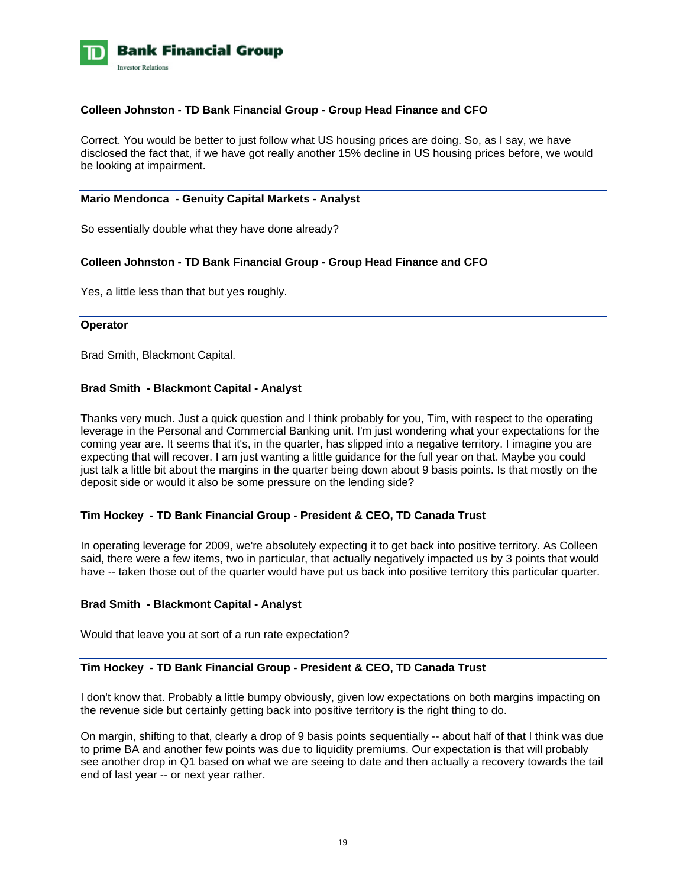**Colleen Johnston - TD Bank Financial Group - Group Head Finance and CFO**

Correct. You would be better to just follow what US housing prices are doing. So, as I say, we have disclosed the fact that, if we have got really another 15% decline in US housing prices before, we would be looking at impairment.

**Mario Mendonca - Genuity Capital Markets - Analyst**

So essentially double what they have done already?

**Colleen Johnston - TD Bank Financial Group - Group Head Finance and CFO**

Yes, a little less than that but yes roughly.

**Operator**

Brad Smith, Blackmont Capital.

**Brad Smith - Blackmont Capital - Analyst**

Thanks very much. Just a quick question and I think probably for you, Tim, with respect to the operating leverage in the Personal and Commercial Banking unit. I'm just wondering what your expectations for the coming year are. It seems that it's, in the quarter, has slipped into a negative territory. I imagine you are expecting that will recover. I am just wanting a little guidance for the full year on that. Maybe you could just talk a little bit about the margins in the quarter being down about 9 basis points. Is that mostly on the deposit side or would it also be some pressure on the lending side?

**Tim Hockey - TD Bank Financial Group - President & CEO, TD Canada Trust**

In operating leverage for 2009, we're absolutely expecting it to get back into positive territory. As Colleen said, there were a few items, two in particular, that actually negatively impacted us by 3 points that would have -- taken those out of the quarter would have put us back into positive territory this particular quarter.

**Brad Smith - Blackmont Capital - Analyst**

Would that leave you at sort of a run rate expectation?

**Tim Hockey - TD Bank Financial Group - President & CEO, TD Canada Trust**

I don't know that. Probably a little bumpy obviously, given low expectations on both margins impacting on the revenue side but certainly getting back into positive territory is the right thing to do.

On margin, shifting to that, clearly a drop of 9 basis points sequentially -- about half of that I think was due to prime BA and another few points was due to liquidity premiums. Our expectation is that will probably see another drop in Q1 based on what we are seeing to date and then actually a recovery towards the tail end of last year -- or next year rather.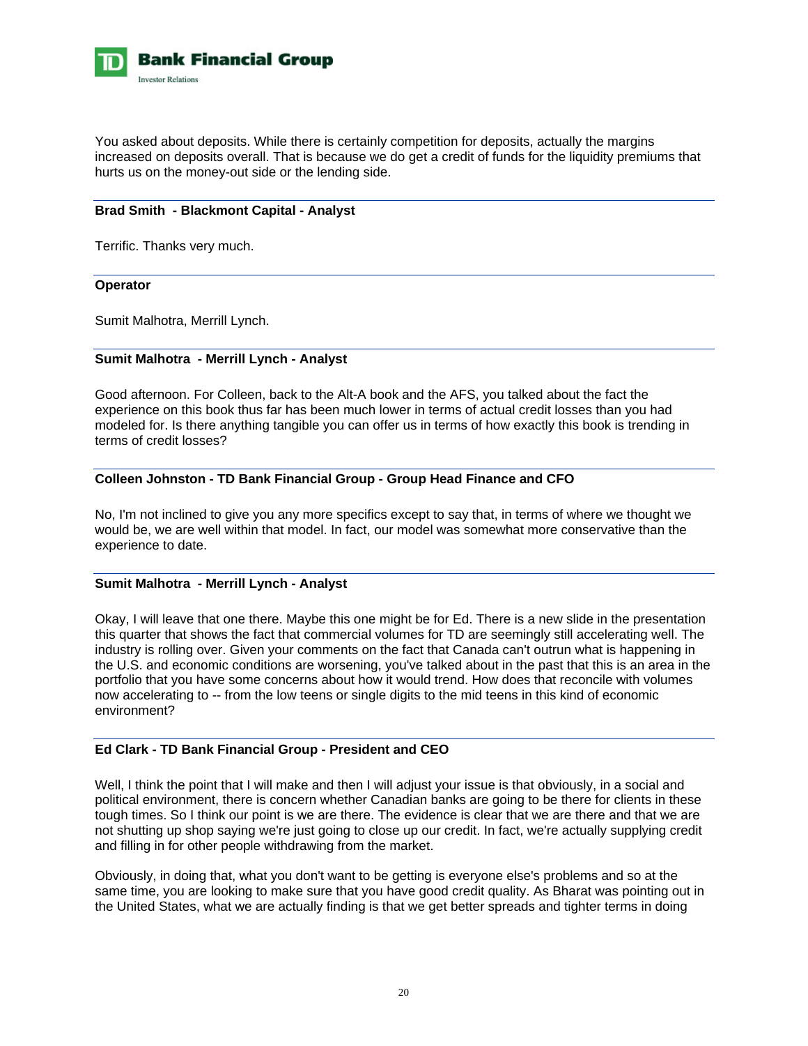You asked about deposits. While there is certainly competition for deposits, actually the margins increased on deposits overall. That is because we do get a credit of funds for the liquidity premiums that hurts us on the money-out side or the lending side.

**Brad Smith - Blackmont Capital - Analyst**

Terrific. Thanks very much.

**Operator**

Sumit Malhotra, Merrill Lynch.

**Sumit Malhotra - Merrill Lynch - Analyst**

Good afternoon. For Colleen, back to the Alt-A book and the AFS, you talked about the fact the experience on this book thus far has been much lower in terms of actual credit losses than you had modeled for. Is there anything tangible you can offer us in terms of how exactly this book is trending in terms of credit losses?

**Colleen Johnston - TD Bank Financial Group - Group Head Finance and CFO**

No, I'm not inclined to give you any more specifics except to say that, in terms of where we thought we would be, we are well within that model. In fact, our model was somewhat more conservative than the experience to date.

**Sumit Malhotra - Merrill Lynch - Analyst**

Okay, I will leave that one there. Maybe this one might be for Ed. There is a new slide in the presentation this quarter that shows the fact that commercial volumes for TD are seemingly still accelerating well. The industry is rolling over. Given your comments on the fact that Canada can't outrun what is happening in the U.S. and economic conditions are worsening, you've talked about in the past that this is an area in the portfolio that you have some concerns about how it would trend. How does that reconcile with volumes now accelerating to -- from the low teens or single digits to the mid teens in this kind of economic environment?

**Ed Clark - TD Bank Financial Group - President and CEO**

Well, I think the point that I will make and then I will adjust your issue is that obviously, in a social and political environment, there is concern whether Canadian banks are going to be there for clients in these tough times. So I think our point is we are there. The evidence is clear that we are there and that we are not shutting up shop saying we're just going to close up our credit. In fact, we're actually supplying credit and filling in for other people withdrawing from the market.

Obviously, in doing that, what you don't want to be getting is everyone else's problems and so at the same time, you are looking to make sure that you have good credit quality. As Bharat was pointing out in the United States, what we are actually finding is that we get better spreads and tighter terms in doing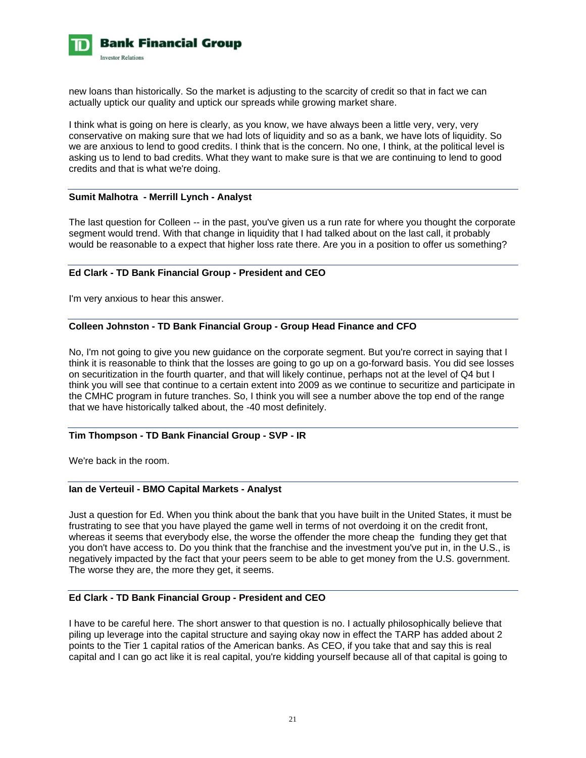new loans than historically. So the market is adjusting to the scarcity of credit so that in fact we can actually uptick our quality and uptick our spreads while growing market share.

I think what is going on here is clearly, as you know, we have always been a little very, very, very conservative on making sure that we had lots of liquidity and so as a bank, we have lots of liquidity. So we are anxious to lend to good credits. I think that is the concern. No one, I think, at the political level is asking us to lend to bad credits. What they want to make sure is that we are continuing to lend to good credits and that is what we're doing.

---

**Sumit Malhotra - Merrill Lynch - Analyst**

The last question for Colleen -- in the past, you've given us a run rate for where you thought the corporate segment would trend. With that change in liquidity that I had talked about on the last call, it probably would be reasonable to a expect that higher loss rate there. Are you in a position to offer us something?

---

**Ed Clark - TD Bank Financial Group - President and CEO**

I'm very anxious to hear this answer.

---

**Colleen Johnston - TD Bank Financial Group - Group Head Finance and CFO**

No, I'm not going to give you new guidance on the corporate segment. But you're correct in saying that I think it is reasonable to think that the losses are going to go up on a go-forward basis. You did see losses on securitization in the fourth quarter, and that will likely continue, perhaps not at the level of Q4 but I think you will see that continue to a certain extent into 2009 as we continue to securitize and participate in the CMHC program in future tranches. So, I think you will see a number above the top end of the range that we have historically talked about, the -40 most definitely.

---

**Tim Thompson - TD Bank Financial Group - SVP - IR**

We're back in the room.

---

**Ian de Verteuil - BMO Capital Markets - Analyst**

Just a question for Ed. When you think about the bank that you have built in the United States, it must be frustrating to see that you have played the game well in terms of not overdoing it on the credit front, whereas it seems that everybody else, the worse the offender the more cheap the funding they get that you don't have access to. Do you think that the franchise and the investment you've put in, in the U.S., is negatively impacted by the fact that your peers seem to be able to get money from the U.S. government. The worse they are, the more they get, it seems.

---

**Ed Clark - TD Bank Financial Group - President and CEO**

I have to be careful here. The short answer to that question is no. I actually philosophically believe that piling up leverage into the capital structure and saying okay now in effect the TARP has added about 2 points to the Tier 1 capital ratios of the American banks. As CEO, if you take that and say this is real capital and I can go act like it is real capital, you're kidding yourself because all of that capital is going to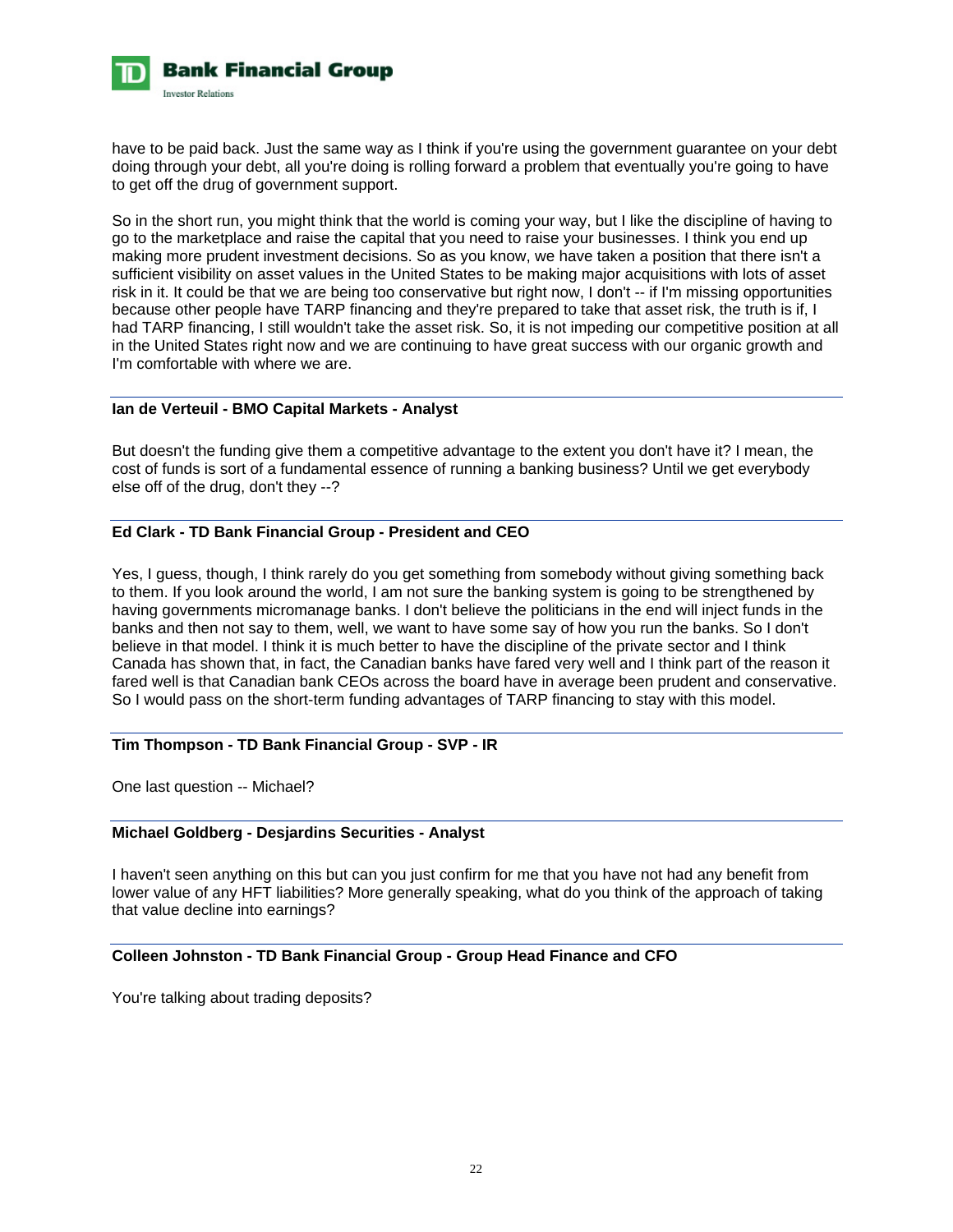have to be paid back. Just the same way as I think if you're using the government guarantee on your debt doing through your debt, all you're doing is rolling forward a problem that eventually you're going to have to get off the drug of government support.

So in the short run, you might think that the world is coming your way, but I like the discipline of having to go to the marketplace and raise the capital that you need to raise your businesses. I think you end up making more prudent investment decisions. So as you know, we have taken a position that there isn't a sufficient visibility on asset values in the United States to be making major acquisitions with lots of asset risk in it. It could be that we are being too conservative but right now, I don't -- if I'm missing opportunities because other people have TARP financing and they're prepared to take that asset risk, the truth is if, I had TARP financing, I still wouldn't take the asset risk. So, it is not impeding our competitive position at all in the United States right now and we are continuing to have great success with our organic growth and I'm comfortable with where we are.

**Ian de Verteuil - BMO Capital Markets - Analyst**

But doesn't the funding give them a competitive advantage to the extent you don't have it? I mean, the cost of funds is sort of a fundamental essence of running a banking business? Until we get everybody else off of the drug, don't they --?

**Ed Clark - TD Bank Financial Group - President and CEO**

Yes, I guess, though, I think rarely do you get something from somebody without giving something back to them. If you look around the world, I am not sure the banking system is going to be strengthened by having governments micromanage banks. I don't believe the politicians in the end will inject funds in the banks and then not say to them, well, we want to have some say of how you run the banks. So I don't believe in that model. I think it is much better to have the discipline of the private sector and I think Canada has shown that, in fact, the Canadian banks have fared very well and I think part of the reason it fared well is that Canadian bank CEOs across the board have in average been prudent and conservative. So I would pass on the short-term funding advantages of TARP financing to stay with this model.

**Tim Thompson - TD Bank Financial Group - SVP - IR**

One last question -- Michael?

**Michael Goldberg - Desjardins Securities - Analyst**

I haven't seen anything on this but can you just confirm for me that you have not had any benefit from lower value of any HFT liabilities? More generally speaking, what do you think of the approach of taking that value decline into earnings?

**Colleen Johnston - TD Bank Financial Group - Group Head Finance and CFO**

You're talking about trading deposits?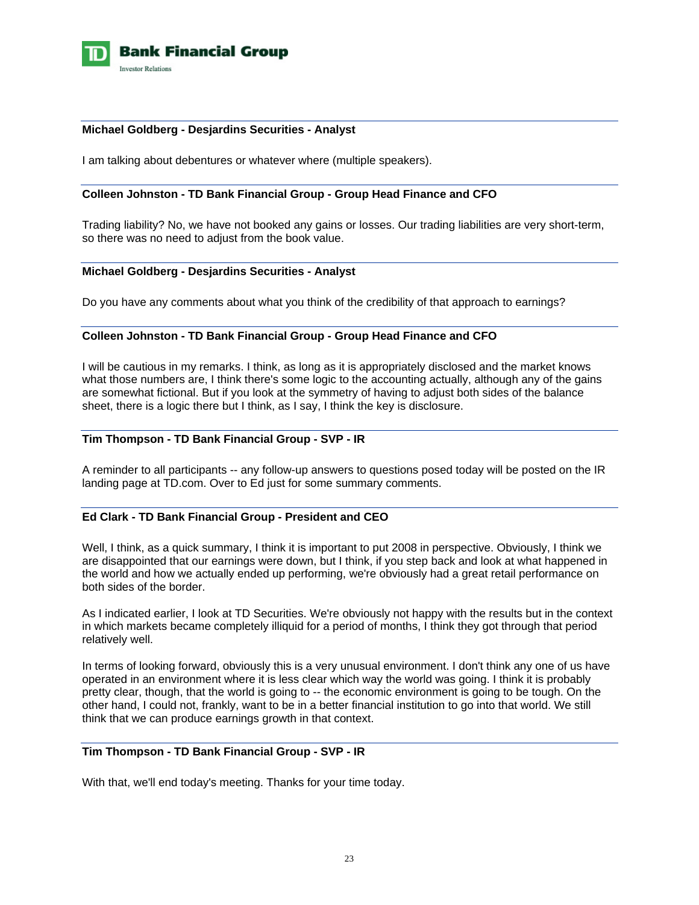**Michael Goldberg - Desjardins Securities - Analyst**

I am talking about debentures or whatever where (multiple speakers).

**Colleen Johnston - TD Bank Financial Group - Group Head Finance and CFO**

Trading liability? No, we have not booked any gains or losses. Our trading liabilities are very short-term, so there was no need to adjust from the book value.

**Michael Goldberg - Desjardins Securities - Analyst**

Do you have any comments about what you think of the credibility of that approach to earnings?

**Colleen Johnston - TD Bank Financial Group - Group Head Finance and CFO**

I will be cautious in my remarks. I think, as long as it is appropriately disclosed and the market knows what those numbers are, I think there's some logic to the accounting actually, although any of the gains are somewhat fictional. But if you look at the symmetry of having to adjust both sides of the balance sheet, there is a logic there but I think, as I say, I think the key is disclosure.

**Tim Thompson - TD Bank Financial Group - SVP - IR**

A reminder to all participants -- any follow-up answers to questions posed today will be posted on the IR landing page at TD.com. Over to Ed just for some summary comments.

**Ed Clark - TD Bank Financial Group - President and CEO**

Well, I think, as a quick summary, I think it is important to put 2008 in perspective. Obviously, I think we are disappointed that our earnings were down, but I think, if you step back and look at what happened in the world and how we actually ended up performing, we're obviously had a great retail performance on both sides of the border.

As I indicated earlier, I look at TD Securities. We're obviously not happy with the results but in the context in which markets became completely illiquid for a period of months, I think they got through that period relatively well.

In terms of looking forward, obviously this is a very unusual environment. I don't think any one of us have operated in an environment where it is less clear which way the world was going. I think it is probably pretty clear, though, that the world is going to -- the economic environment is going to be tough. On the other hand, I could not, frankly, want to be in a better financial institution to go into that world. We still think that we can produce earnings growth in that context.

**Tim Thompson - TD Bank Financial Group - SVP - IR**

With that, we'll end today's meeting. Thanks for your time today.